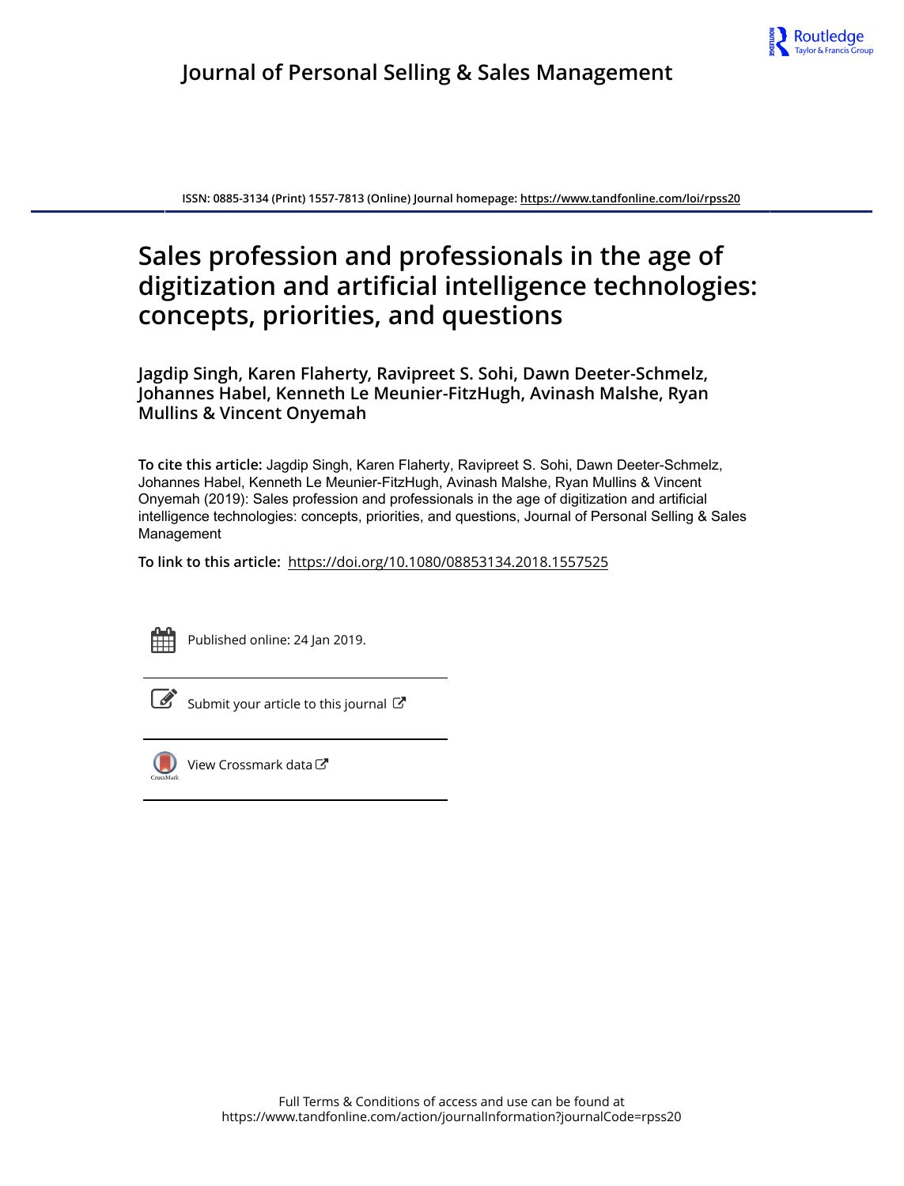**Journal of Personal Selling & Sales Management**

ISSN: 0885-3134 (Print) 1557-7813 (Online) Journal homepage: https://www.tandfonline.com/loi/rpss20

# Sales profession and professionals in the age of digitization and artificial intelligence technologies: concepts, priorities, and questions

**Jagdip Singh, Karen Flaherty, Ravipreet S. Sohi, Dawn Deeter-Schmelz, Johannes Habel, Kenneth Le Meunier-FitzHugh, Avinash Malshe, Ryan Mullins & Vincent Onyemah**

**To cite this article:** Jagdip Singh, Karen Flaherty, Ravipreet S. Sohi, Dawn Deeter-Schmelz, Johannes Habel, Kenneth Le Meunier-FitzHugh, Avinash Malshe, Ryan Mullins & Vincent Onyemah (2019): Sales profession and professionals in the age of digitization and artificial intelligence technologies: concepts, priorities, and questions, Journal of Personal Selling & Sales Management

**To link to this article:** https://doi.org/10.1080/08853134.2018.1557525

Published online: 24 Jan 2019.

Submit your article to this journal

View Crossmark data

Full Terms & Conditions of access and use can be found at
https://www.tandfonline.com/action/journalInformation?journalCode=rpss20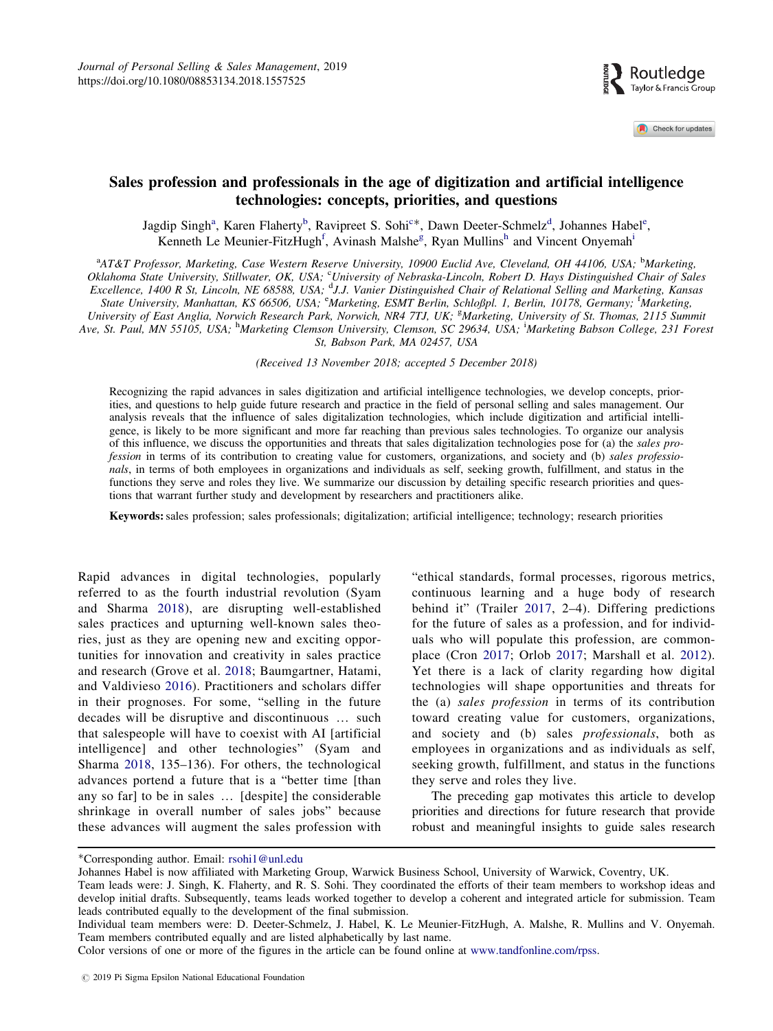# Sales profession and professionals in the age of digitization and artificial intelligence technologies: concepts, priorities, and questions

Jagdip Singh[a], Karen Flaherty[b], Ravipreet S. Sohi[c]*, Dawn Deeter-Schmelz[d], Johannes Habel[e], Kenneth Le Meunier-FitzHugh[f], Avinash Malshe[g], Ryan Mullins[h] and Vincent Onyemah[i]

[a]AT&T Professor, Marketing, Case Western Reserve University, 10900 Euclid Ave, Cleveland, OH 44106, USA; [b]Marketing, Oklahoma State University, Stillwater, OK, USA; [c]University of Nebraska-Lincoln, Robert D. Hays Distinguished Chair of Sales Excellence, 1400 R St, Lincoln, NE 68588, USA; [d]J.J. Vanier Distinguished Chair of Relational Selling and Marketing, Kansas State University, Manhattan, KS 66506, USA; [e]Marketing, ESMT Berlin, Schloßpl. 1, Berlin, 10178, Germany; [f]Marketing, University of East Anglia, Norwich Research Park, Norwich, NR4 7TJ, UK; [g]Marketing, University of St. Thomas, 2115 Summit Ave, St. Paul, MN 55105, USA; [h]Marketing Clemson University, Clemson, SC 29634, USA; [i]Marketing Babson College, 231 Forest St, Babson Park, MA 02457, USA

*(Received 13 November 2018; accepted 5 December 2018)*

Recognizing the rapid advances in sales digitization and artificial intelligence technologies, we develop concepts, priorities, and questions to help guide future research and practice in the field of personal selling and sales management. Our analysis reveals that the influence of sales digitalization technologies, which include digitization and artificial intelligence, is likely to be more significant and more far reaching than previous sales technologies. To organize our analysis of this influence, we discuss the opportunities and threats that sales digitalization technologies pose for (a) the *sales profession* in terms of its contribution to creating value for customers, organizations, and society and (b) *sales professionals*, in terms of both employees in organizations and individuals as self, seeking growth, fulfillment, and status in the functions they serve and roles they live. We summarize our discussion by detailing specific research priorities and questions that warrant further study and development by researchers and practitioners alike.

**Keywords:** sales profession; sales professionals; digitalization; artificial intelligence; technology; research priorities

Rapid advances in digital technologies, popularly referred to as the fourth industrial revolution (Syam and Sharma 2018), are disrupting well-established sales practices and upturning well-known sales theories, just as they are opening new and exciting opportunities for innovation and creativity in sales practice and research (Grove et al. 2018; Baumgartner, Hatami, and Valdivieso 2016). Practitioners and scholars differ in their prognoses. For some, "selling in the future decades will be disruptive and discontinuous … such that salespeople will have to coexist with AI [artificial intelligence] and other technologies" (Syam and Sharma 2018, 135–136). For others, the technological advances portend a future that is a "better time [than any so far] to be in sales … [despite] the considerable shrinkage in overall number of sales jobs" because these advances will augment the sales profession with "ethical standards, formal processes, rigorous metrics, continuous learning and a huge body of research behind it" (Trailer 2017, 2–4). Differing predictions for the future of sales as a profession, and for individuals who will populate this profession, are commonplace (Cron 2017; Orlob 2017; Marshall et al. 2012). Yet there is a lack of clarity regarding how digital technologies will shape opportunities and threats for the (a) *sales profession* in terms of its contribution toward creating value for customers, organizations, and society and (b) sales *professionals*, both as employees in organizations and as individuals as self, seeking growth, fulfillment, and status in the functions they serve and roles they live.

The preceding gap motivates this article to develop priorities and directions for future research that provide robust and meaningful insights to guide sales research

*Corresponding author. Email: rsohi1@unl.edu

Johannes Habel is now affiliated with Marketing Group, Warwick Business School, University of Warwick, Coventry, UK.

Team leads were: J. Singh, K. Flaherty, and R. S. Sohi. They coordinated the efforts of their team members to workshop ideas and develop initial drafts. Subsequently, teams leads worked together to develop a coherent and integrated article for submission. Team leads contributed equally to the development of the final submission.

Individual team members were: D. Deeter-Schmelz, J. Habel, K. Le Meunier-FitzHugh, A. Malshe, R. Mullins and V. Onyemah. Team members contributed equally and are listed alphabetically by last name.

Color versions of one or more of the figures in the article can be found online at www.tandfonline.com/rpss.

© 2019 Pi Sigma Epsilon National Educational Foundation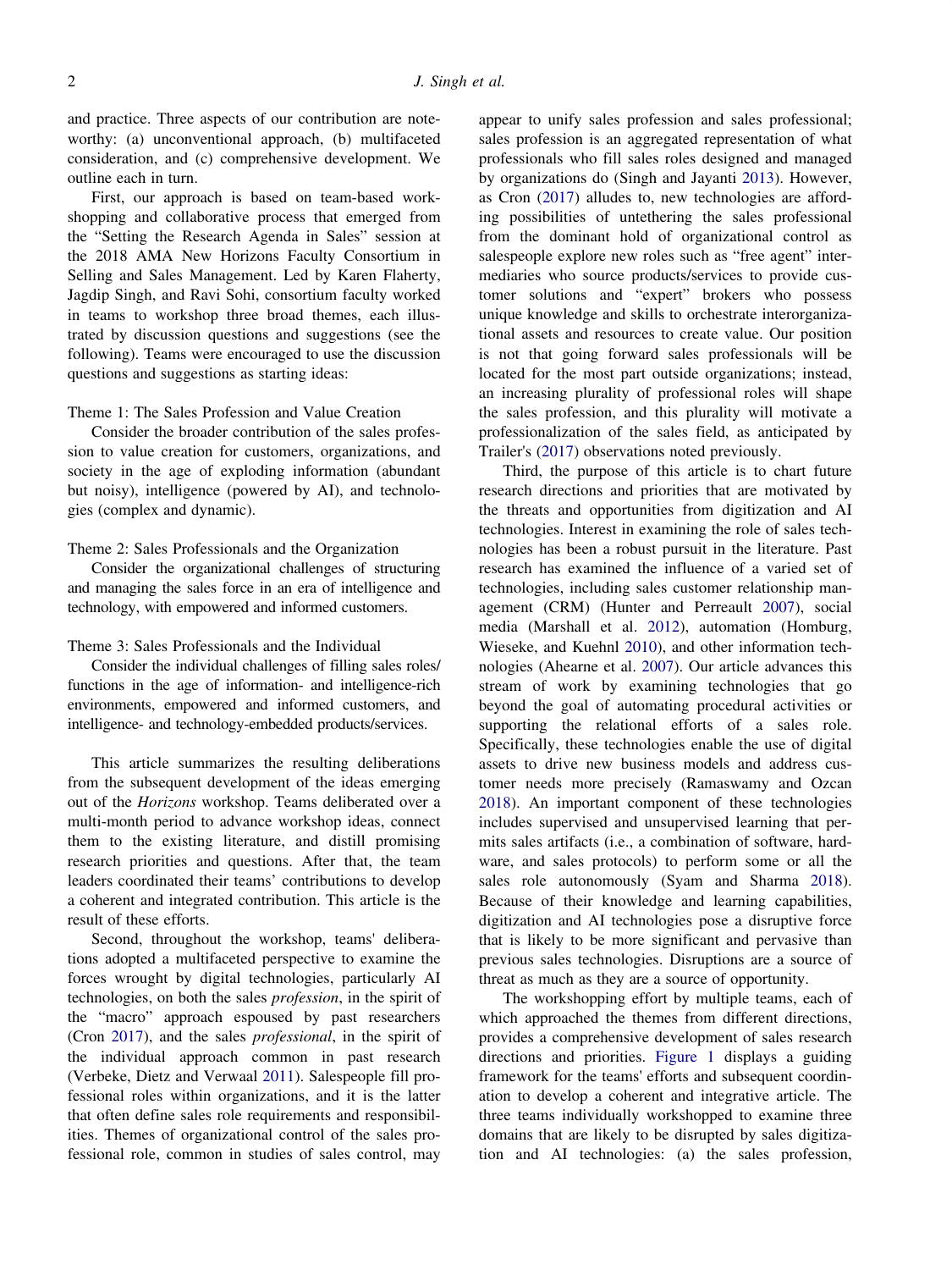and practice. Three aspects of our contribution are noteworthy: (a) unconventional approach, (b) multifaceted consideration, and (c) comprehensive development. We outline each in turn.

First, our approach is based on team-based workshopping and collaborative process that emerged from the "Setting the Research Agenda in Sales" session at the 2018 AMA New Horizons Faculty Consortium in Selling and Sales Management. Led by Karen Flaherty, Jagdip Singh, and Ravi Sohi, consortium faculty worked in teams to workshop three broad themes, each illustrated by discussion questions and suggestions (see the following). Teams were encouraged to use the discussion questions and suggestions as starting ideas:

Theme 1: The Sales Profession and Value Creation

Consider the broader contribution of the sales profession to value creation for customers, organizations, and society in the age of exploding information (abundant but noisy), intelligence (powered by AI), and technologies (complex and dynamic).

Theme 2: Sales Professionals and the Organization

Consider the organizational challenges of structuring and managing the sales force in an era of intelligence and technology, with empowered and informed customers.

Theme 3: Sales Professionals and the Individual

Consider the individual challenges of filling sales roles/functions in the age of information- and intelligence-rich environments, empowered and informed customers, and intelligence- and technology-embedded products/services.

This article summarizes the resulting deliberations from the subsequent development of the ideas emerging out of the *Horizons* workshop. Teams deliberated over a multi-month period to advance workshop ideas, connect them to the existing literature, and distill promising research priorities and questions. After that, the team leaders coordinated their teams' contributions to develop a coherent and integrated contribution. This article is the result of these efforts.

Second, throughout the workshop, teams' deliberations adopted a multifaceted perspective to examine the forces wrought by digital technologies, particularly AI technologies, on both the sales *profession*, in the spirit of the "macro" approach espoused by past researchers (Cron 2017), and the sales *professional*, in the spirit of the individual approach common in past research (Verbeke, Dietz and Verwaal 2011). Salespeople fill professional roles within organizations, and it is the latter that often define sales role requirements and responsibilities. Themes of organizational control of the sales professional role, common in studies of sales control, may appear to unify sales profession and sales professional; sales profession is an aggregated representation of what professionals who fill sales roles designed and managed by organizations do (Singh and Jayanti 2013). However, as Cron (2017) alludes to, new technologies are affording possibilities of untethering the sales professional from the dominant hold of organizational control as salespeople explore new roles such as "free agent" intermediaries who source products/services to provide customer solutions and "expert" brokers who possess unique knowledge and skills to orchestrate interorganizational assets and resources to create value. Our position is not that going forward sales professionals will be located for the most part outside organizations; instead, an increasing plurality of professional roles will shape the sales profession, and this plurality will motivate a professionalization of the sales field, as anticipated by Trailer's (2017) observations noted previously.

Third, the purpose of this article is to chart future research directions and priorities that are motivated by the threats and opportunities from digitization and AI technologies. Interest in examining the role of sales technologies has been a robust pursuit in the literature. Past research has examined the influence of a varied set of technologies, including sales customer relationship management (CRM) (Hunter and Perreault 2007), social media (Marshall et al. 2012), automation (Homburg, Wieseke, and Kuehnl 2010), and other information technologies (Ahearne et al. 2007). Our article advances this stream of work by examining technologies that go beyond the goal of automating procedural activities or supporting the relational efforts of a sales role. Specifically, these technologies enable the use of digital assets to drive new business models and address customer needs more precisely (Ramaswamy and Ozcan 2018). An important component of these technologies includes supervised and unsupervised learning that permits sales artifacts (i.e., a combination of software, hardware, and sales protocols) to perform some or all the sales role autonomously (Syam and Sharma 2018). Because of their knowledge and learning capabilities, digitization and AI technologies pose a disruptive force that is likely to be more significant and pervasive than previous sales technologies. Disruptions are a source of threat as much as they are a source of opportunity.

The workshopping effort by multiple teams, each of which approached the themes from different directions, provides a comprehensive development of sales research directions and priorities. Figure 1 displays a guiding framework for the teams' efforts and subsequent coordination to develop a coherent and integrative article. The three teams individually workshopped to examine three domains that are likely to be disrupted by sales digitization and AI technologies: (a) the sales profession,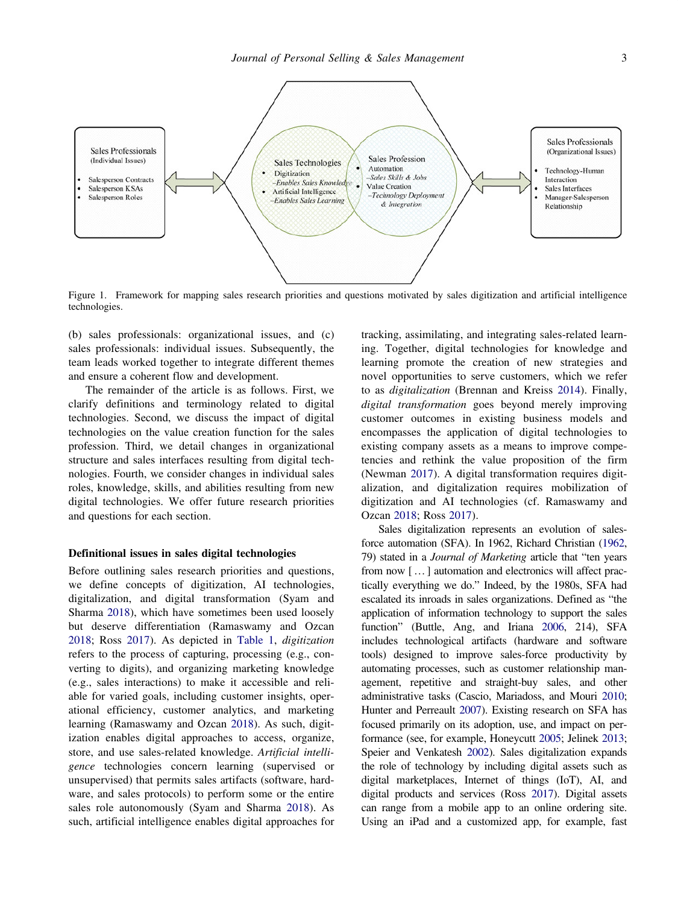Figure 1. Framework for mapping sales research priorities and questions motivated by sales digitization and artificial intelligence technologies.

(b) sales professionals: organizational issues, and (c) sales professionals: individual issues. Subsequently, the team leads worked together to integrate different themes and ensure a coherent flow and development.

The remainder of the article is as follows. First, we clarify definitions and terminology related to digital technologies. Second, we discuss the impact of digital technologies on the value creation function for the sales profession. Third, we detail changes in organizational structure and sales interfaces resulting from digital technologies. Fourth, we consider changes in individual sales roles, knowledge, skills, and abilities resulting from new digital technologies. We offer future research priorities and questions for each section.

## Definitional issues in sales digital technologies

Before outlining sales research priorities and questions, we define concepts of digitization, AI technologies, digitalization, and digital transformation (Syam and Sharma 2018), which have sometimes been used loosely but deserve differentiation (Ramaswamy and Ozcan 2018; Ross 2017). As depicted in Table 1, *digitization* refers to the process of capturing, processing (e.g., converting to digits), and organizing marketing knowledge (e.g., sales interactions) to make it accessible and reliable for varied goals, including customer insights, operational efficiency, customer analytics, and marketing learning (Ramaswamy and Ozcan 2018). As such, digitization enables digital approaches to access, organize, store, and use sales-related knowledge. *Artificial intelligence* technologies concern learning (supervised or unsupervised) that permits sales artifacts (software, hardware, and sales protocols) to perform some or the entire sales role autonomously (Syam and Sharma 2018). As such, artificial intelligence enables digital approaches for tracking, assimilating, and integrating sales-related learning. Together, digital technologies for knowledge and learning promote the creation of new strategies and novel opportunities to serve customers, which we refer to as *digitalization* (Brennan and Kreiss 2014). Finally, *digital transformation* goes beyond merely improving customer outcomes in existing business models and encompasses the application of digital technologies to existing company assets as a means to improve competencies and rethink the value proposition of the firm (Newman 2017). A digital transformation requires digitalization, and digitalization requires mobilization of digitization and AI technologies (cf. Ramaswamy and Ozcan 2018; Ross 2017).

Sales digitalization represents an evolution of sales-force automation (SFA). In 1962, Richard Christian (1962, 79) stated in a *Journal of Marketing* article that "ten years from now [ … ] automation and electronics will affect practically everything we do." Indeed, by the 1980s, SFA had escalated its inroads in sales organizations. Defined as "the application of information technology to support the sales function" (Buttle, Ang, and Iriana 2006, 214), SFA includes technological artifacts (hardware and software tools) designed to improve sales-force productivity by automating processes, such as customer relationship management, repetitive and straight-buy sales, and other administrative tasks (Cascio, Mariadoss, and Mouri 2010; Hunter and Perreault 2007). Existing research on SFA has focused primarily on its adoption, use, and impact on performance (see, for example, Honeycutt 2005; Jelinek 2013; Speier and Venkatesh 2002). Sales digitalization expands the role of technology by including digital assets such as digital marketplaces, Internet of things (IoT), AI, and digital products and services (Ross 2017). Digital assets can range from a mobile app to an online ordering site. Using an iPad and a customized app, for example, fast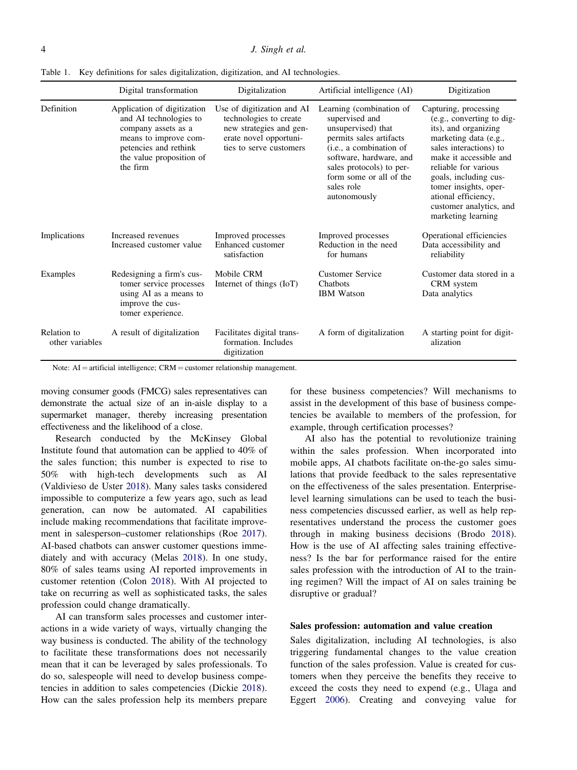Table 1. Key definitions for sales digitalization, digitization, and AI technologies.

| | Digital transformation | Digitalization | Artificial intelligence (AI) | Digitization |
|---|---|---|---|---|
| Definition | Application of digitization and AI technologies to company assets as a means to improve competencies and rethink the value proposition of the firm | Use of digitization and AI technologies to create new strategies and generate novel opportunities to serve customers | Learning (combination of supervised and unsupervised) that permits sales artifacts (i.e., a combination of software, hardware, and sales protocols) to perform some or all of the sales role autonomously | Capturing, processing (e.g., converting to digits), and organizing marketing data (e.g., sales interactions) to make it accessible and reliable for various goals, including customer insights, operational efficiency, customer analytics, and marketing learning |
| Implications | Increased revenues<br>Increased customer value | Improved processes<br>Enhanced customer satisfaction | Improved processes<br>Reduction in the need for humans | Operational efficiencies<br>Data accessibility and reliability |
| Examples | Redesigning a firm's customer service processes using AI as a means to improve the customer experience. | Mobile CRM<br>Internet of things (IoT) | Customer Service Chatbots<br>IBM Watson | Customer data stored in a CRM system<br>Data analytics |
| Relation to other variables | A result of digitalization | Facilitates digital transformation. Includes digitization | A form of digitalization | A starting point for digitalization |

Note: AI = artificial intelligence; CRM = customer relationship management.

moving consumer goods (FMCG) sales representatives can demonstrate the actual size of an in-aisle display to a supermarket manager, thereby increasing presentation effectiveness and the likelihood of a close.

Research conducted by the McKinsey Global Institute found that automation can be applied to 40% of the sales function; this number is expected to rise to 50% with high-tech developments such as AI (Valdiviesо de Uster 2018). Many sales tasks considered impossible to computerize a few years ago, such as lead generation, can now be automated. AI capabilities include making recommendations that facilitate improvement in salesperson–customer relationships (Roe 2017). AI-based chatbots can answer customer questions immediately and with accuracy (Melas 2018). In one study, 80% of sales teams using AI reported improvements in customer retention (Colon 2018). With AI projected to take on recurring as well as sophisticated tasks, the sales profession could change dramatically.

AI can transform sales processes and customer interactions in a wide variety of ways, virtually changing the way business is conducted. The ability of the technology to facilitate these transformations does not necessarily mean that it can be leveraged by sales professionals. To do so, salespeople will need to develop business competencies in addition to sales competencies (Dickie 2018). How can the sales profession help its members prepare for these business competencies? Will mechanisms to assist in the development of this base of business competencies be available to members of the profession, for example, through certification processes?

AI also has the potential to revolutionize training within the sales profession. When incorporated into mobile apps, AI chatbots facilitate on-the-go sales simulations that provide feedback to the sales representative on the effectiveness of the sales presentation. Enterprise-level learning simulations can be used to teach the business competencies discussed earlier, as well as help representatives understand the process the customer goes through in making business decisions (Brodo 2018). How is the use of AI affecting sales training effectiveness? Is the bar for performance raised for the entire sales profession with the introduction of AI to the training regimen? Will the impact of AI on sales training be disruptive or gradual?

### Sales profession: automation and value creation

Sales digitalization, including AI technologies, is also triggering fundamental changes to the value creation function of the sales profession. Value is created for customers when they perceive the benefits they receive to exceed the costs they need to expend (e.g., Ulaga and Eggert 2006). Creating and conveying value for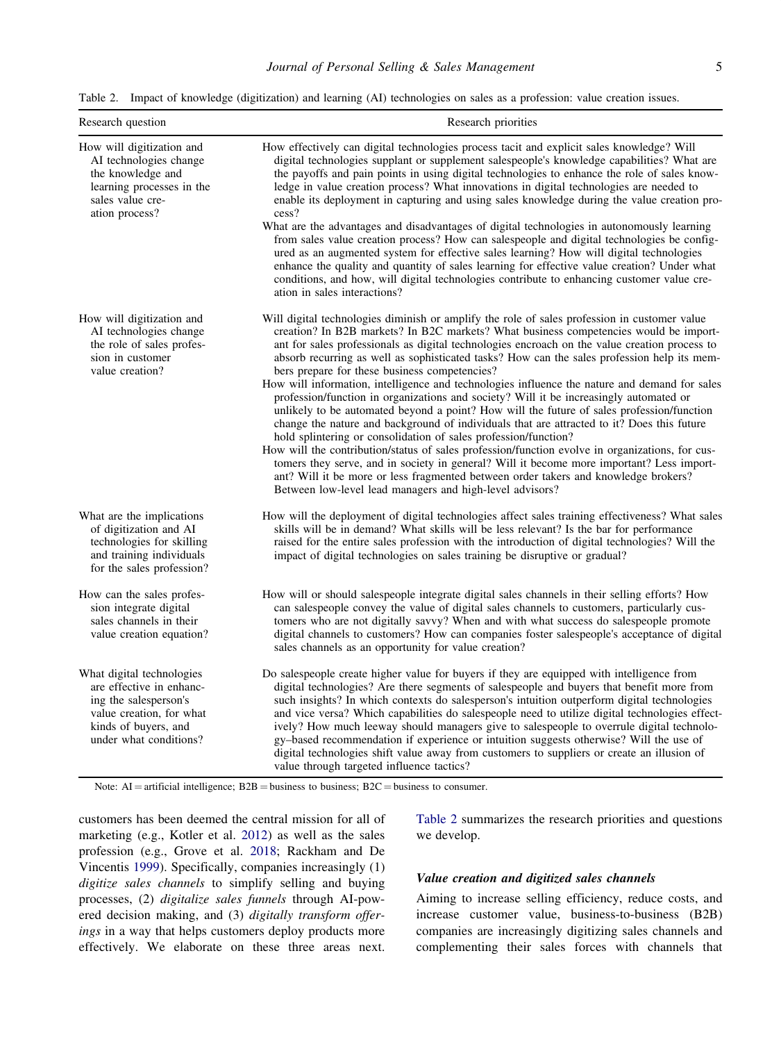Table 2. Impact of knowledge (digitization) and learning (AI) technologies on sales as a profession: value creation issues.

| Research question | Research priorities |
|---|---|
| How will digitization and AI technologies change the knowledge and learning processes in the sales value creation process? | How effectively can digital technologies process tacit and explicit sales knowledge? Will digital technologies supplant or supplement salespeople's knowledge capabilities? What are the payoffs and pain points in using digital technologies to enhance the role of sales knowledge in value creation process? What innovations in digital technologies are needed to enable its deployment in capturing and using sales knowledge during the value creation process? What are the advantages and disadvantages of digital technologies in autonomously learning from sales value creation process? How can salespeople and digital technologies be configured as an augmented system for effective sales learning? How will digital technologies enhance the quality and quantity of sales learning for effective value creation? Under what conditions, and how, will digital technologies contribute to enhancing customer value creation in sales interactions? |
| How will digitization and AI technologies change the role of sales profession in customer value creation? | Will digital technologies diminish or amplify the role of sales profession in customer value creation? In B2B markets? In B2C markets? What business competencies would be important for sales professionals as digital technologies encroach on the value creation process to absorb recurring as well as sophisticated tasks? How can the sales profession help its members prepare for these business competencies? How will information, intelligence and technologies influence the nature and demand for sales profession/function in organizations and society? Will it be increasingly automated or unlikely to be automated beyond a point? How will the future of sales profession/function change the nature and background of individuals that are attracted to it? Does this future hold splintering or consolidation of sales profession/function? How will the contribution/status of sales profession/function evolve in organizations, for customers they serve, and in society in general? Will it become more important? Less important? Will it be more or less fragmented between order takers and knowledge brokers? Between low-level lead managers and high-level advisors? |
| What are the implications of digitization and AI technologies for skilling and training individuals for the sales profession? | How will the deployment of digital technologies affect sales training effectiveness? What sales skills will be in demand? What skills will be less relevant? Is the bar for performance raised for the entire sales profession with the introduction of digital technologies? Will the impact of digital technologies on sales training be disruptive or gradual? |
| How can the sales profession integrate digital sales channels in their value creation equation? | How will or should salespeople integrate digital sales channels in their selling efforts? How can salespeople convey the value of digital sales channels to customers, particularly customers who are not digitally savvy? When and with what success do salespeople promote digital channels to customers? How can companies foster salespeople's acceptance of digital sales channels as an opportunity for value creation? |
| What digital technologies are effective in enhancing the salesperson's value creation, for what kinds of buyers, and under what conditions? | Do salespeople create higher value for buyers if they are equipped with intelligence from digital technologies? Are there segments of salespeople and buyers that benefit more from such insights? In which contexts do salesperson's intuition outperform digital technologies and vice versa? Which capabilities do salespeople need to utilize digital technologies effectively? How much leeway should managers give to salespeople to overrule digital technology–based recommendation if experience or intuition suggests otherwise? Will the use of digital technologies shift value away from customers to suppliers or create an illusion of value through targeted influence tactics? |

Note: AI = artificial intelligence; B2B = business to business; B2C = business to consumer.

customers has been deemed the central mission for all of marketing (e.g., Kotler et al. 2012) as well as the sales profession (e.g., Grove et al. 2018; Rackham and De Vincentis 1999). Specifically, companies increasingly (1) *digitize sales channels* to simplify selling and buying processes, (2) *digitalize sales funnels* through AI-powered decision making, and (3) *digitally transform offerings* in a way that helps customers deploy products more effectively. We elaborate on these three areas next. Table 2 summarizes the research priorities and questions we develop.

### *Value creation and digitized sales channels*

Aiming to increase selling efficiency, reduce costs, and increase customer value, business-to-business (B2B) companies are increasingly digitizing sales channels and complementing their sales forces with channels that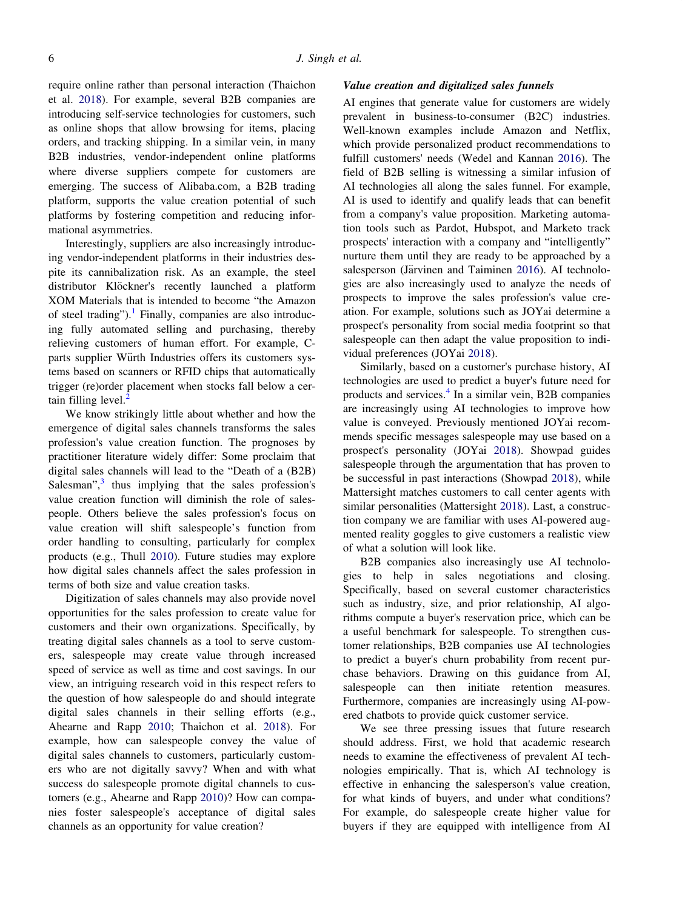require online rather than personal interaction (Thaichon et al. 2018). For example, several B2B companies are introducing self-service technologies for customers, such as online shops that allow browsing for items, placing orders, and tracking shipping. In a similar vein, in many B2B industries, vendor-independent online platforms where diverse suppliers compete for customers are emerging. The success of Alibaba.com, a B2B trading platform, supports the value creation potential of such platforms by fostering competition and reducing informational asymmetries.

Interestingly, suppliers are also increasingly introducing vendor-independent platforms in their industries despite its cannibalization risk. As an example, the steel distributor Klöckner's recently launched a platform XOM Materials that is intended to become "the Amazon of steel trading").[1] Finally, companies are also introducing fully automated selling and purchasing, thereby relieving customers of human effort. For example, C-parts supplier Würth Industries offers its customers systems based on scanners or RFID chips that automatically trigger (re)order placement when stocks fall below a certain filling level.[2]

We know strikingly little about whether and how the emergence of digital sales channels transforms the sales profession's value creation function. The prognoses by practitioner literature widely differ: Some proclaim that digital sales channels will lead to the "Death of a (B2B) Salesman",[3] thus implying that the sales profession's value creation function will diminish the role of salespeople. Others believe the sales profession's focus on value creation will shift salespeople's function from order handling to consulting, particularly for complex products (e.g., Thull 2010). Future studies may explore how digital sales channels affect the sales profession in terms of both size and value creation tasks.

Digitization of sales channels may also provide novel opportunities for the sales profession to create value for customers and their own organizations. Specifically, by treating digital sales channels as a tool to serve customers, salespeople may create value through increased speed of service as well as time and cost savings. In our view, an intriguing research void in this respect refers to the question of how salespeople do and should integrate digital sales channels in their selling efforts (e.g., Ahearne and Rapp 2010; Thaichon et al. 2018). For example, how can salespeople convey the value of digital sales channels to customers, particularly customers who are not digitally savvy? When and with what success do salespeople promote digital channels to customers (e.g., Ahearne and Rapp 2010)? How can companies foster salespeople's acceptance of digital sales channels as an opportunity for value creation?

### *Value creation and digitalized sales funnels*

AI engines that generate value for customers are widely prevalent in business-to-consumer (B2C) industries. Well-known examples include Amazon and Netflix, which provide personalized product recommendations to fulfill customers' needs (Wedel and Kannan 2016). The field of B2B selling is witnessing a similar infusion of AI technologies all along the sales funnel. For example, AI is used to identify and qualify leads that can benefit from a company's value proposition. Marketing automation tools such as Pardot, Hubspot, and Marketo track prospects' interaction with a company and "intelligently" nurture them until they are ready to be approached by a salesperson (Järvinen and Taiminen 2016). AI technologies are also increasingly used to analyze the needs of prospects to improve the sales profession's value creation. For example, solutions such as JOYai determine a prospect's personality from social media footprint so that salespeople can then adapt the value proposition to individual preferences (JOYai 2018).

Similarly, based on a customer's purchase history, AI technologies are used to predict a buyer's future need for products and services.[4] In a similar vein, B2B companies are increasingly using AI technologies to improve how value is conveyed. Previously mentioned JOYai recommends specific messages salespeople may use based on a prospect's personality (JOYai 2018). Showpad guides salespeople through the argumentation that has proven to be successful in past interactions (Showpad 2018), while Mattersight matches customers to call center agents with similar personalities (Mattersight 2018). Last, a construction company we are familiar with uses AI-powered augmented reality goggles to give customers a realistic view of what a solution will look like.

B2B companies also increasingly use AI technologies to help in sales negotiations and closing. Specifically, based on several customer characteristics such as industry, size, and prior relationship, AI algorithms compute a buyer's reservation price, which can be a useful benchmark for salespeople. To strengthen customer relationships, B2B companies use AI technologies to predict a buyer's churn probability from recent purchase behaviors. Drawing on this guidance from AI, salespeople can then initiate retention measures. Furthermore, companies are increasingly using AI-powered chatbots to provide quick customer service.

We see three pressing issues that future research should address. First, we hold that academic research needs to examine the effectiveness of prevalent AI technologies empirically. That is, which AI technology is effective in enhancing the salesperson's value creation, for what kinds of buyers, and under what conditions? For example, do salespeople create higher value for buyers if they are equipped with intelligence from AI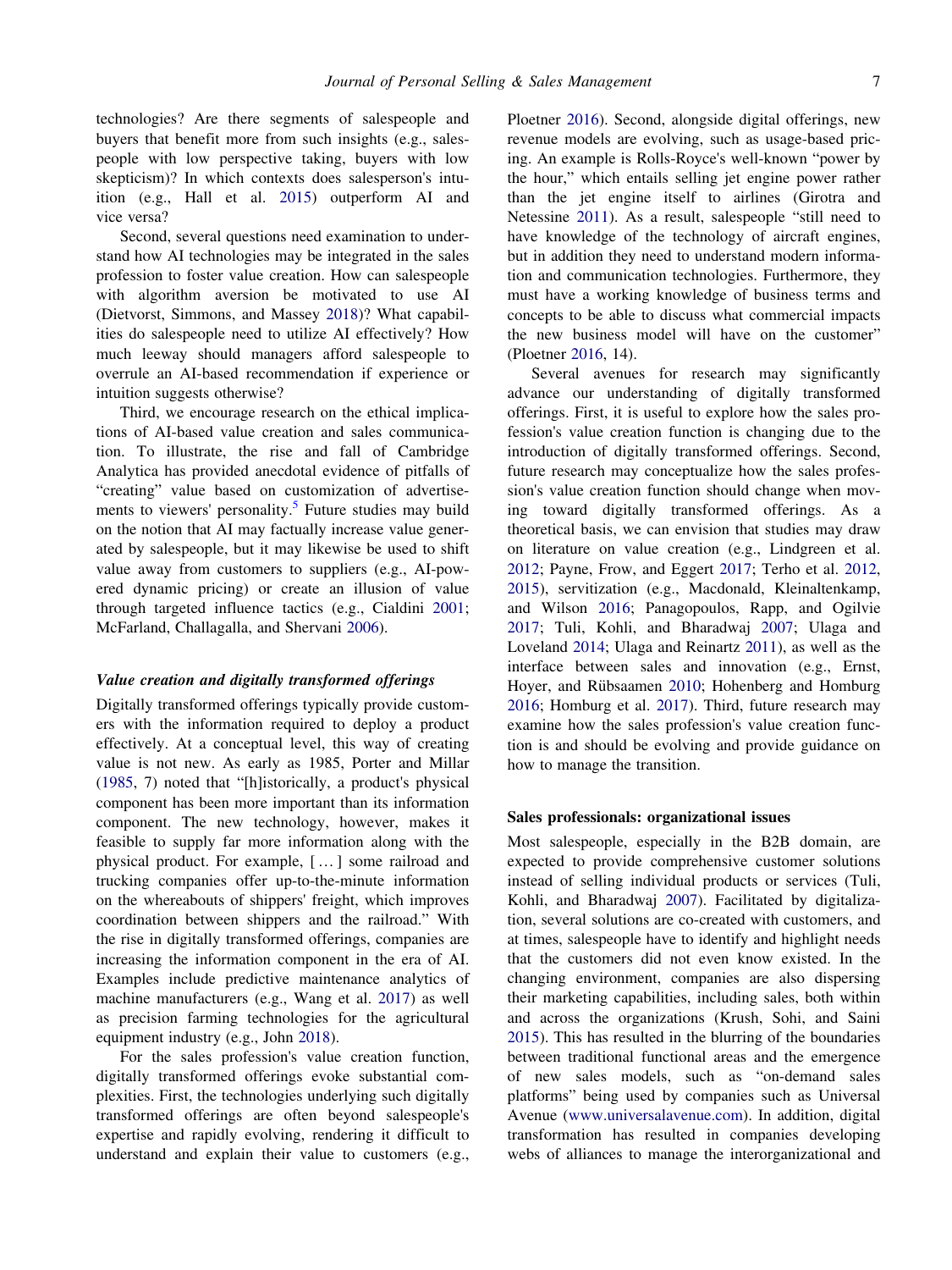technologies? Are there segments of salespeople and buyers that benefit more from such insights (e.g., salespeople with low perspective taking, buyers with low skepticism)? In which contexts does salesperson's intuition (e.g., Hall et al. 2015) outperform AI and vice versa?

Second, several questions need examination to understand how AI technologies may be integrated in the sales profession to foster value creation. How can salespeople with algorithm aversion be motivated to use AI (Dietvorst, Simmons, and Massey 2018)? What capabilities do salespeople need to utilize AI effectively? How much leeway should managers afford salespeople to overrule an AI-based recommendation if experience or intuition suggests otherwise?

Third, we encourage research on the ethical implications of AI-based value creation and sales communication. To illustrate, the rise and fall of Cambridge Analytica has provided anecdotal evidence of pitfalls of "creating" value based on customization of advertisements to viewers' personality.[5] Future studies may build on the notion that AI may factually increase value generated by salespeople, but it may likewise be used to shift value away from customers to suppliers (e.g., AI-powered dynamic pricing) or create an illusion of value through targeted influence tactics (e.g., Cialdini 2001; McFarland, Challagalla, and Shervani 2006).

### *Value creation and digitally transformed offerings*

Digitally transformed offerings typically provide customers with the information required to deploy a product effectively. At a conceptual level, this way of creating value is not new. As early as 1985, Porter and Millar (1985, 7) noted that "[h]istorically, a product's physical component has been more important than its information component. The new technology, however, makes it feasible to supply far more information along with the physical product. For example, [ … ] some railroad and trucking companies offer up-to-the-minute information on the whereabouts of shippers' freight, which improves coordination between shippers and the railroad." With the rise in digitally transformed offerings, companies are increasing the information component in the era of AI. Examples include predictive maintenance analytics of machine manufacturers (e.g., Wang et al. 2017) as well as precision farming technologies for the agricultural equipment industry (e.g., John 2018).

For the sales profession's value creation function, digitally transformed offerings evoke substantial complexities. First, the technologies underlying such digitally transformed offerings are often beyond salespeople's expertise and rapidly evolving, rendering it difficult to understand and explain their value to customers (e.g., Ploetner 2016). Second, alongside digital offerings, new revenue models are evolving, such as usage-based pricing. An example is Rolls-Royce's well-known "power by the hour," which entails selling jet engine power rather than the jet engine itself to airlines (Girotra and Netessine 2011). As a result, salespeople "still need to have knowledge of the technology of aircraft engines, but in addition they need to understand modern information and communication technologies. Furthermore, they must have a working knowledge of business terms and concepts to be able to discuss what commercial impacts the new business model will have on the customer" (Ploetner 2016, 14).

Several avenues for research may significantly advance our understanding of digitally transformed offerings. First, it is useful to explore how the sales profession's value creation function is changing due to the introduction of digitally transformed offerings. Second, future research may conceptualize how the sales profession's value creation function should change when moving toward digitally transformed offerings. As a theoretical basis, we can envision that studies may draw on literature on value creation (e.g., Lindgreen et al. 2012; Payne, Frow, and Eggert 2017; Terho et al. 2012, 2015), servitization (e.g., Macdonald, Kleinaltenkamp, and Wilson 2016; Panagopoulos, Rapp, and Ogilvie 2017; Tuli, Kohli, and Bharadwaj 2007; Ulaga and Loveland 2014; Ulaga and Reinartz 2011), as well as the interface between sales and innovation (e.g., Ernst, Hoyer, and Rübsaamen 2010; Hohenberg and Homburg 2016; Homburg et al. 2017). Third, future research may examine how the sales profession's value creation function is and should be evolving and provide guidance on how to manage the transition.

## Sales professionals: organizational issues

Most salespeople, especially in the B2B domain, are expected to provide comprehensive customer solutions instead of selling individual products or services (Tuli, Kohli, and Bharadwaj 2007). Facilitated by digitalization, several solutions are co-created with customers, and at times, salespeople have to identify and highlight needs that the customers did not even know existed. In the changing environment, companies are also dispersing their marketing capabilities, including sales, both within and across the organizations (Krush, Sohi, and Saini 2015). This has resulted in the blurring of the boundaries between traditional functional areas and the emergence of new sales models, such as "on-demand sales platforms" being used by companies such as Universal Avenue (www.universalavenue.com). In addition, digital transformation has resulted in companies developing webs of alliances to manage the interorganizational and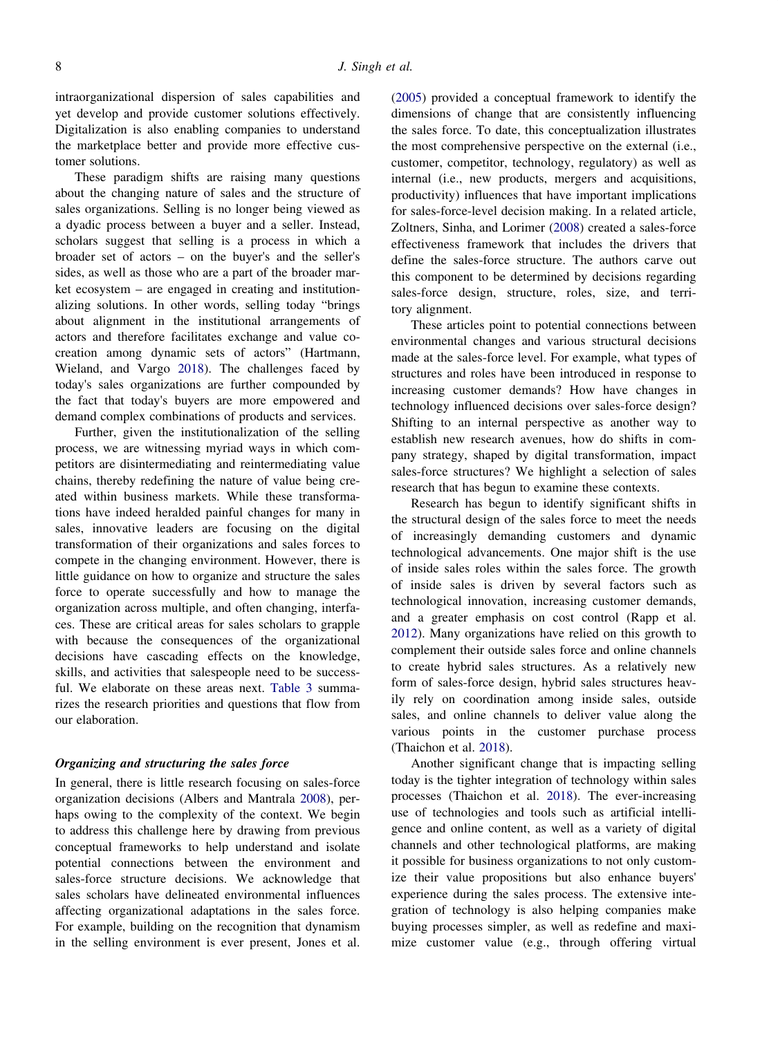intraorganizational dispersion of sales capabilities and yet develop and provide customer solutions effectively. Digitalization is also enabling companies to understand the marketplace better and provide more effective customer solutions.

These paradigm shifts are raising many questions about the changing nature of sales and the structure of sales organizations. Selling is no longer being viewed as a dyadic process between a buyer and a seller. Instead, scholars suggest that selling is a process in which a broader set of actors – on the buyer's and the seller's sides, as well as those who are a part of the broader market ecosystem – are engaged in creating and institutionalizing solutions. In other words, selling today "brings about alignment in the institutional arrangements of actors and therefore facilitates exchange and value cocreation among dynamic sets of actors" (Hartmann, Wieland, and Vargo 2018). The challenges faced by today's sales organizations are further compounded by the fact that today's buyers are more empowered and demand complex combinations of products and services.

Further, given the institutionalization of the selling process, we are witnessing myriad ways in which competitors are disintermediating and reintermediating value chains, thereby redefining the nature of value being created within business markets. While these transformations have indeed heralded painful changes for many in sales, innovative leaders are focusing on the digital transformation of their organizations and sales forces to compete in the changing environment. However, there is little guidance on how to organize and structure the sales force to operate successfully and how to manage the organization across multiple, and often changing, interfaces. These are critical areas for sales scholars to grapple with because the consequences of the organizational decisions have cascading effects on the knowledge, skills, and activities that salespeople need to be successful. We elaborate on these areas next. Table 3 summarizes the research priorities and questions that flow from our elaboration.

### *Organizing and structuring the sales force*

In general, there is little research focusing on sales-force organization decisions (Albers and Mantrala 2008), perhaps owing to the complexity of the context. We begin to address this challenge here by drawing from previous conceptual frameworks to help understand and isolate potential connections between the environment and sales-force structure decisions. We acknowledge that sales scholars have delineated environmental influences affecting organizational adaptations in the sales force. For example, building on the recognition that dynamism in the selling environment is ever present, Jones et al. (2005) provided a conceptual framework to identify the dimensions of change that are consistently influencing the sales force. To date, this conceptualization illustrates the most comprehensive perspective on the external (i.e., customer, competitor, technology, regulatory) as well as internal (i.e., new products, mergers and acquisitions, productivity) influences that have important implications for sales-force-level decision making. In a related article, Zoltners, Sinha, and Lorimer (2008) created a sales-force effectiveness framework that includes the drivers that define the sales-force structure. The authors carve out this component to be determined by decisions regarding sales-force design, structure, roles, size, and territory alignment.

These articles point to potential connections between environmental changes and various structural decisions made at the sales-force level. For example, what types of structures and roles have been introduced in response to increasing customer demands? How have changes in technology influenced decisions over sales-force design? Shifting to an internal perspective as another way to establish new research avenues, how do shifts in company strategy, shaped by digital transformation, impact sales-force structures? We highlight a selection of sales research that has begun to examine these contexts.

Research has begun to identify significant shifts in the structural design of the sales force to meet the needs of increasingly demanding customers and dynamic technological advancements. One major shift is the use of inside sales roles within the sales force. The growth of inside sales is driven by several factors such as technological innovation, increasing customer demands, and a greater emphasis on cost control (Rapp et al. 2012). Many organizations have relied on this growth to complement their outside sales force and online channels to create hybrid sales structures. As a relatively new form of sales-force design, hybrid sales structures heavily rely on coordination among inside sales, outside sales, and online channels to deliver value along the various points in the customer purchase process (Thaichon et al. 2018).

Another significant change that is impacting selling today is the tighter integration of technology within sales processes (Thaichon et al. 2018). The ever-increasing use of technologies and tools such as artificial intelligence and online content, as well as a variety of digital channels and other technological platforms, are making it possible for business organizations to not only customize their value propositions but also enhance buyers' experience during the sales process. The extensive integration of technology is also helping companies make buying processes simpler, as well as redefine and maximize customer value (e.g., through offering virtual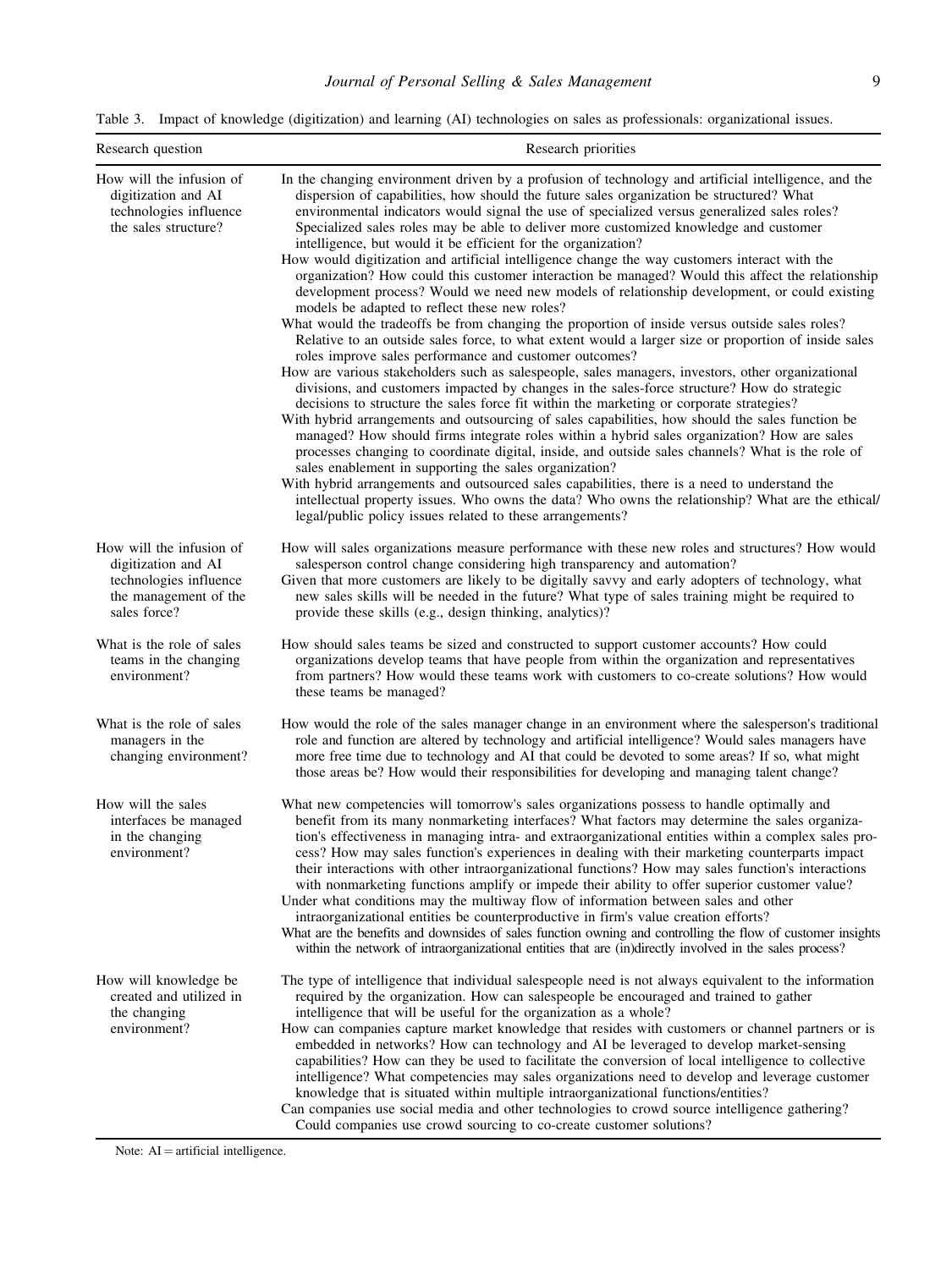Table 3. Impact of knowledge (digitization) and learning (AI) technologies on sales as professionals: organizational issues.

| Research question | Research priorities |
|---|---|
| How will the infusion of digitization and AI technologies influence the sales structure? | In the changing environment driven by a profusion of technology and artificial intelligence, and the dispersion of capabilities, how should the future sales organization be structured? What environmental indicators would signal the use of specialized versus generalized sales roles? Specialized sales roles may be able to deliver more customized knowledge and customer intelligence, but would it be efficient for the organization?<br>How would digitization and artificial intelligence change the way customers interact with the organization? How could this customer interaction be managed? Would this affect the relationship development process? Would we need new models of relationship development, or could existing models be adapted to reflect these new roles?<br>What would the tradeoffs be from changing the proportion of inside versus outside sales roles? Relative to an outside sales force, to what extent would a larger size or proportion of inside sales roles improve sales performance and customer outcomes?<br>How are various stakeholders such as salespeople, sales managers, investors, other organizational divisions, and customers impacted by changes in the sales-force structure? How do strategic decisions to structure the sales force fit within the marketing or corporate strategies?<br>With hybrid arrangements and outsourcing of sales capabilities, how should the sales function be managed? How should firms integrate roles within a hybrid sales organization? How are sales processes changing to coordinate digital, inside, and outside sales channels? What is the role of sales enablement in supporting the sales organization?<br>With hybrid arrangements and outsourced sales capabilities, there is a need to understand the intellectual property issues. Who owns the data? Who owns the relationship? What are the ethical/legal/public policy issues related to these arrangements? |
| How will the infusion of digitization and AI technologies influence the management of the sales force? | How will sales organizations measure performance with these new roles and structures? How would salesperson control change considering high transparency and automation?<br>Given that more customers are likely to be digitally savvy and early adopters of technology, what new sales skills will be needed in the future? What type of sales training might be required to provide these skills (e.g., design thinking, analytics)? |
| What is the role of sales teams in the changing environment? | How should sales teams be sized and constructed to support customer accounts? How could organizations develop teams that have people from within the organization and representatives from partners? How would these teams work with customers to co-create solutions? How would these teams be managed? |
| What is the role of sales managers in the changing environment? | How would the role of the sales manager change in an environment where the salesperson's traditional role and function are altered by technology and artificial intelligence? Would sales managers have more free time due to technology and AI that could be devoted to some areas? If so, what might those areas be? How would their responsibilities for developing and managing talent change? |
| How will the sales interfaces be managed in the changing environment? | What new competencies will tomorrow's sales organizations possess to handle optimally and benefit from its many nonmarketing interfaces? What factors may determine the sales organization's effectiveness in managing intra- and extraorganizational entities within a complex sales process? How may sales function's experiences in dealing with their marketing counterparts impact their interactions with other intraorganizational functions? How may sales function's interactions with nonmarketing functions amplify or impede their ability to offer superior customer value?<br>Under what conditions may the multiway flow of information between sales and other intraorganizational entities be counterproductive in firm's value creation efforts?<br>What are the benefits and downsides of sales function owning and controlling the flow of customer insights within the network of intraorganizational entities that are (in)directly involved in the sales process? |
| How will knowledge be created and utilized in the changing environment? | The type of intelligence that individual salespeople need is not always equivalent to the information required by the organization. How can salespeople be encouraged and trained to gather intelligence that will be useful for the organization as a whole?<br>How can companies capture market knowledge that resides with customers or channel partners or is embedded in networks? How can technology and AI be leveraged to develop market-sensing capabilities? How can they be used to facilitate the conversion of local intelligence to collective intelligence? What competencies may sales organizations need to develop and leverage customer knowledge that is situated within multiple intraorganizational functions/entities?<br>Can companies use social media and other technologies to crowd source intelligence gathering? Could companies use crowd sourcing to co-create customer solutions? |

Note: AI = artificial intelligence.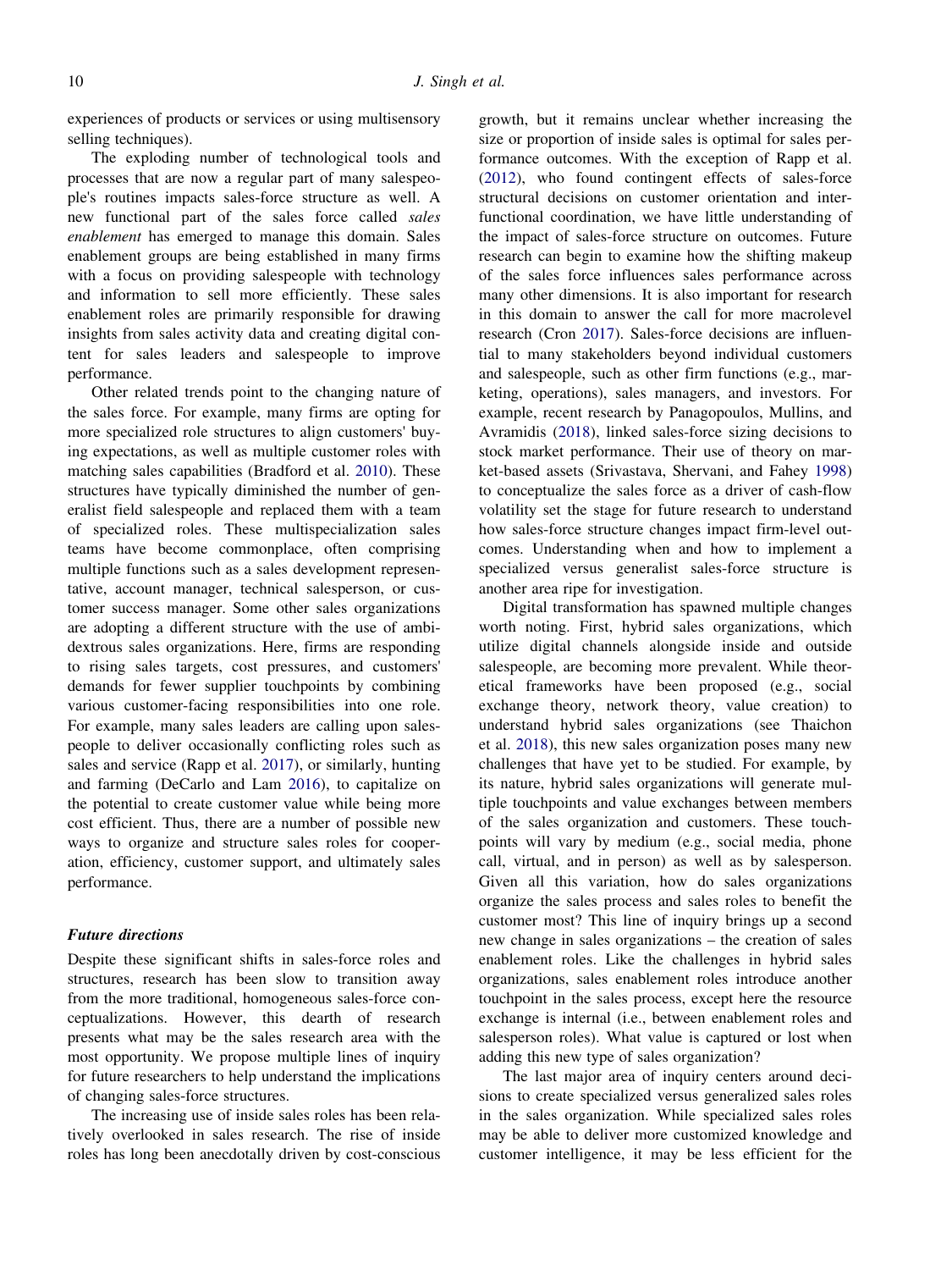experiences of products or services or using multisensory selling techniques).

The exploding number of technological tools and processes that are now a regular part of many salespeople's routines impacts sales-force structure as well. A new functional part of the sales force called *sales enablement* has emerged to manage this domain. Sales enablement groups are being established in many firms with a focus on providing salespeople with technology and information to sell more efficiently. These sales enablement roles are primarily responsible for drawing insights from sales activity data and creating digital content for sales leaders and salespeople to improve performance.

Other related trends point to the changing nature of the sales force. For example, many firms are opting for more specialized role structures to align customers' buying expectations, as well as multiple customer roles with matching sales capabilities (Bradford et al. 2010). These structures have typically diminished the number of generalist field salespeople and replaced them with a team of specialized roles. These multispecialization sales teams have become commonplace, often comprising multiple functions such as a sales development representative, account manager, technical salesperson, or customer success manager. Some other sales organizations are adopting a different structure with the use of ambidextrous sales organizations. Here, firms are responding to rising sales targets, cost pressures, and customers' demands for fewer supplier touchpoints by combining various customer-facing responsibilities into one role. For example, many sales leaders are calling upon salespeople to deliver occasionally conflicting roles such as sales and service (Rapp et al. 2017), or similarly, hunting and farming (DeCarlo and Lam 2016), to capitalize on the potential to create customer value while being more cost efficient. Thus, there are a number of possible new ways to organize and structure sales roles for cooperation, efficiency, customer support, and ultimately sales performance.

### *Future directions*

Despite these significant shifts in sales-force roles and structures, research has been slow to transition away from the more traditional, homogeneous sales-force conceptualizations. However, this dearth of research presents what may be the sales research area with the most opportunity. We propose multiple lines of inquiry for future researchers to help understand the implications of changing sales-force structures.

The increasing use of inside sales roles has been relatively overlooked in sales research. The rise of inside roles has long been anecdotally driven by cost-conscious growth, but it remains unclear whether increasing the size or proportion of inside sales is optimal for sales performance outcomes. With the exception of Rapp et al. (2012), who found contingent effects of sales-force structural decisions on customer orientation and interfunctional coordination, we have little understanding of the impact of sales-force structure on outcomes. Future research can begin to examine how the shifting makeup of the sales force influences sales performance across many other dimensions. It is also important for research in this domain to answer the call for more macrolevel research (Cron 2017). Sales-force decisions are influential to many stakeholders beyond individual customers and salespeople, such as other firm functions (e.g., marketing, operations), sales managers, and investors. For example, recent research by Panagopoulos, Mullins, and Avramidis (2018), linked sales-force sizing decisions to stock market performance. Their use of theory on market-based assets (Srivastava, Shervani, and Fahey 1998) to conceptualize the sales force as a driver of cash-flow volatility set the stage for future research to understand how sales-force structure changes impact firm-level outcomes. Understanding when and how to implement a specialized versus generalist sales-force structure is another area ripe for investigation.

Digital transformation has spawned multiple changes worth noting. First, hybrid sales organizations, which utilize digital channels alongside inside and outside salespeople, are becoming more prevalent. While theoretical frameworks have been proposed (e.g., social exchange theory, network theory, value creation) to understand hybrid sales organizations (see Thaichon et al. 2018), this new sales organization poses many new challenges that have yet to be studied. For example, by its nature, hybrid sales organizations will generate multiple touchpoints and value exchanges between members of the sales organization and customers. These touchpoints will vary by medium (e.g., social media, phone call, virtual, and in person) as well as by salesperson. Given all this variation, how do sales organizations organize the sales process and sales roles to benefit the customer most? This line of inquiry brings up a second new change in sales organizations – the creation of sales enablement roles. Like the challenges in hybrid sales organizations, sales enablement roles introduce another touchpoint in the sales process, except here the resource exchange is internal (i.e., between enablement roles and salesperson roles). What value is captured or lost when adding this new type of sales organization?

The last major area of inquiry centers around decisions to create specialized versus generalized sales roles in the sales organization. While specialized sales roles may be able to deliver more customized knowledge and customer intelligence, it may be less efficient for the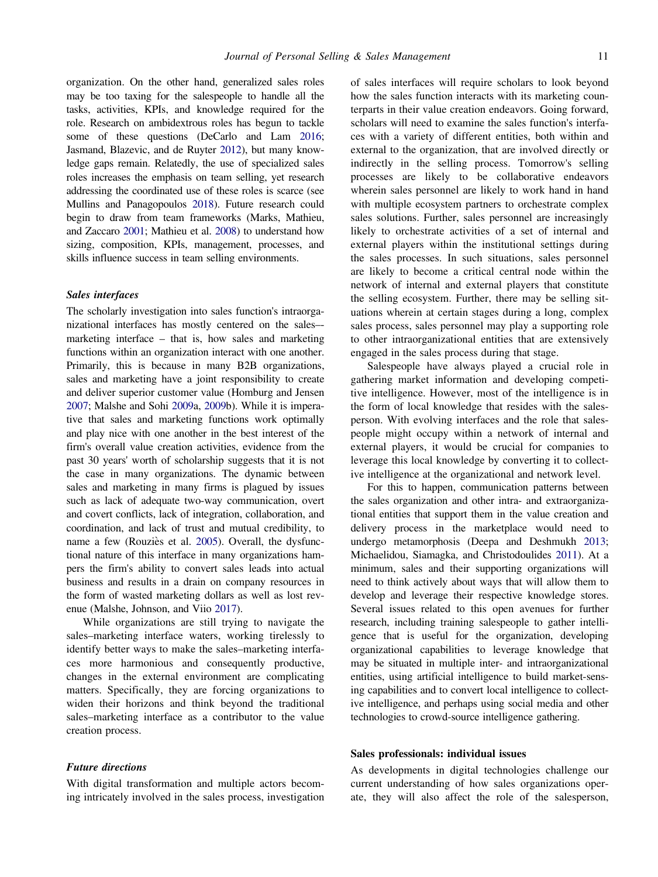organization. On the other hand, generalized sales roles may be too taxing for the salespeople to handle all the tasks, activities, KPIs, and knowledge required for the role. Research on ambidextrous roles has begun to tackle some of these questions (DeCarlo and Lam 2016; Jasmand, Blazevic, and de Ruyter 2012), but many knowledge gaps remain. Relatedly, the use of specialized sales roles increases the emphasis on team selling, yet research addressing the coordinated use of these roles is scarce (see Mullins and Panagopoulos 2018). Future research could begin to draw from team frameworks (Marks, Mathieu, and Zaccaro 2001; Mathieu et al. 2008) to understand how sizing, composition, KPIs, management, processes, and skills influence success in team selling environments.

### *Sales interfaces*

The scholarly investigation into sales function's intraorganizational interfaces has mostly centered on the sales–-marketing interface – that is, how sales and marketing functions within an organization interact with one another. Primarily, this is because in many B2B organizations, sales and marketing have a joint responsibility to create and deliver superior customer value (Homburg and Jensen 2007; Malshe and Sohi 2009a, 2009b). While it is imperative that sales and marketing functions work optimally and play nice with one another in the best interest of the firm's overall value creation activities, evidence from the past 30 years' worth of scholarship suggests that it is not the case in many organizations. The dynamic between sales and marketing in many firms is plagued by issues such as lack of adequate two-way communication, overt and covert conflicts, lack of integration, collaboration, and coordination, and lack of trust and mutual credibility, to name a few (Rouziès et al. 2005). Overall, the dysfunctional nature of this interface in many organizations hampers the firm's ability to convert sales leads into actual business and results in a drain on company resources in the form of wasted marketing dollars as well as lost revenue (Malshe, Johnson, and Viio 2017).

While organizations are still trying to navigate the sales–marketing interface waters, working tirelessly to identify better ways to make the sales–marketing interfaces more harmonious and consequently productive, changes in the external environment are complicating matters. Specifically, they are forcing organizations to widen their horizons and think beyond the traditional sales–marketing interface as a contributor to the value creation process.

### *Future directions*

With digital transformation and multiple actors becoming intricately involved in the sales process, investigation of sales interfaces will require scholars to look beyond how the sales function interacts with its marketing counterparts in their value creation endeavors. Going forward, scholars will need to examine the sales function's interfaces with a variety of different entities, both within and external to the organization, that are involved directly or indirectly in the selling process. Tomorrow's selling processes are likely to be collaborative endeavors wherein sales personnel are likely to work hand in hand with multiple ecosystem partners to orchestrate complex sales solutions. Further, sales personnel are increasingly likely to orchestrate activities of a set of internal and external players within the institutional settings during the sales processes. In such situations, sales personnel are likely to become a critical central node within the network of internal and external players that constitute the selling ecosystem. Further, there may be selling situations wherein at certain stages during a long, complex sales process, sales personnel may play a supporting role to other intraorganizational entities that are extensively engaged in the sales process during that stage.

Salespeople have always played a crucial role in gathering market information and developing competitive intelligence. However, most of the intelligence is in the form of local knowledge that resides with the salesperson. With evolving interfaces and the role that salespeople might occupy within a network of internal and external players, it would be crucial for companies to leverage this local knowledge by converting it to collective intelligence at the organizational and network level.

For this to happen, communication patterns between the sales organization and other intra- and extraorganizational entities that support them in the value creation and delivery process in the marketplace would need to undergo metamorphosis (Deepa and Deshmukh 2013; Michaelidou, Siamagka, and Christodoulides 2011). At a minimum, sales and their supporting organizations will need to think actively about ways that will allow them to develop and leverage their respective knowledge stores. Several issues related to this open avenues for further research, including training salespeople to gather intelligence that is useful for the organization, developing organizational capabilities to leverage knowledge that may be situated in multiple inter- and intraorganizational entities, using artificial intelligence to build market-sensing capabilities and to convert local intelligence to collective intelligence, and perhaps using social media and other technologies to crowd-source intelligence gathering.

## Sales professionals: individual issues

As developments in digital technologies challenge our current understanding of how sales organizations operate, they will also affect the role of the salesperson,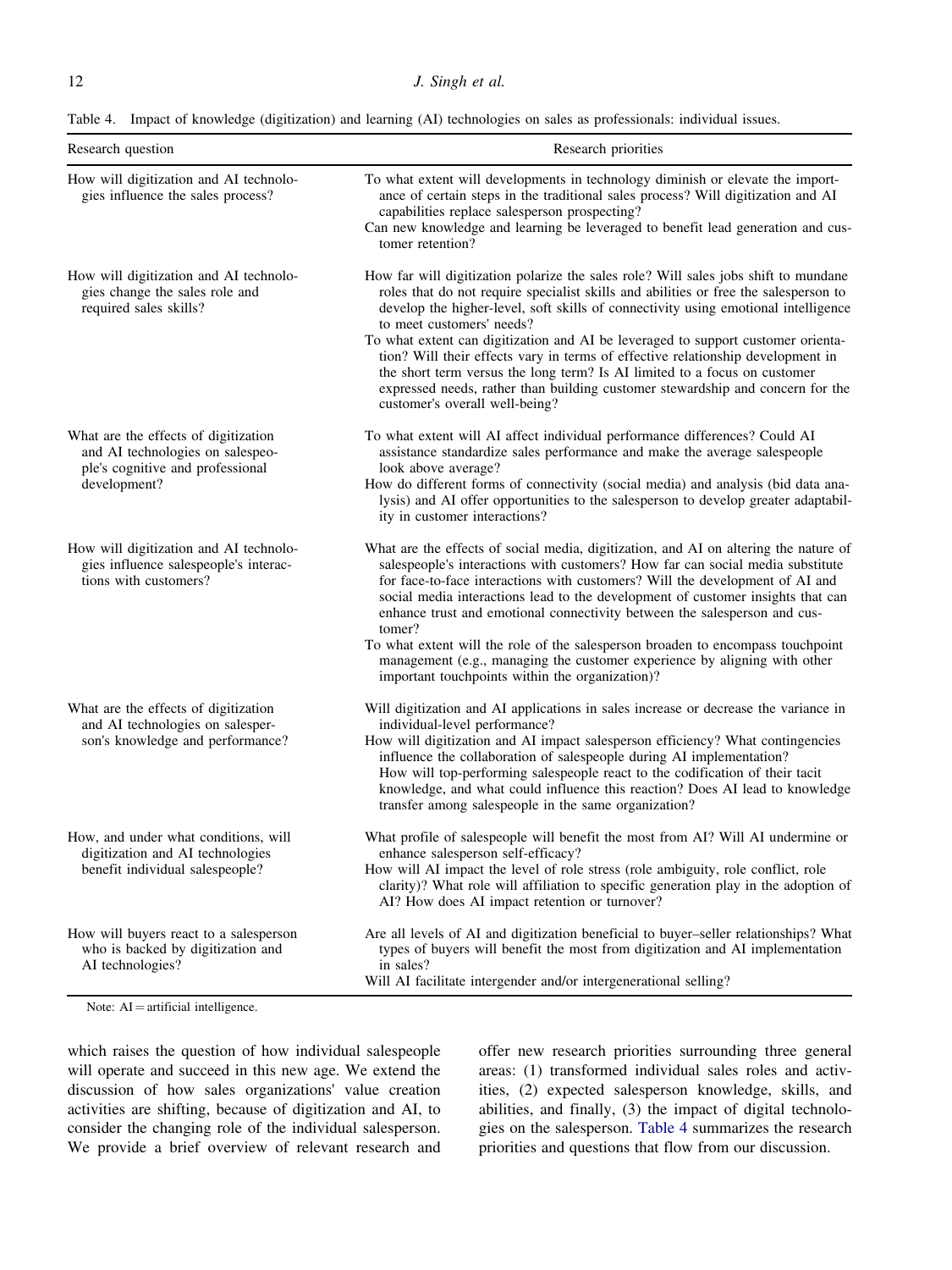Table 4. Impact of knowledge (digitization) and learning (AI) technologies on sales as professionals: individual issues.

| Research question | Research priorities |
|---|---|
| How will digitization and AI technologies influence the sales process? | To what extent will developments in technology diminish or elevate the importance of certain steps in the traditional sales process? Will digitization and AI capabilities replace salesperson prospecting?<br>Can new knowledge and learning be leveraged to benefit lead generation and customer retention? |
| How will digitization and AI technologies change the sales role and required sales skills? | How far will digitization polarize the sales role? Will sales jobs shift to mundane roles that do not require specialist skills and abilities or free the salesperson to develop the higher-level, soft skills of connectivity using emotional intelligence to meet customers' needs?<br>To what extent can digitization and AI be leveraged to support customer orientation? Will their effects vary in terms of effective relationship development in the short term versus the long term? Is AI limited to a focus on customer expressed needs, rather than building customer stewardship and concern for the customer's overall well-being? |
| What are the effects of digitization and AI technologies on salespeople's cognitive and professional development? | To what extent will AI affect individual performance differences? Could AI assistance standardize sales performance and make the average salespeople look above average?<br>How do different forms of connectivity (social media) and analysis (bid data analysis) and AI offer opportunities to the salesperson to develop greater adaptability in customer interactions? |
| How will digitization and AI technologies influence salespeople's interactions with customers? | What are the effects of social media, digitization, and AI on altering the nature of salespeople's interactions with customers? How far can social media substitute for face-to-face interactions with customers? Will the development of AI and social media interactions lead to the development of customer insights that can enhance trust and emotional connectivity between the salesperson and customer?<br>To what extent will the role of the salesperson broaden to encompass touchpoint management (e.g., managing the customer experience by aligning with other important touchpoints within the organization)? |
| What are the effects of digitization and AI technologies on salesperson's knowledge and performance? | Will digitization and AI applications in sales increase or decrease the variance in individual-level performance?<br>How will digitization and AI impact salesperson efficiency? What contingencies influence the collaboration of salespeople during AI implementation?<br>How will top-performing salespeople react to the codification of their tacit knowledge, and what could influence this reaction? Does AI lead to knowledge transfer among salespeople in the same organization? |
| How, and under what conditions, will digitization and AI technologies benefit individual salespeople? | What profile of salespeople will benefit the most from AI? Will AI undermine or enhance salesperson self-efficacy?<br>How will AI impact the level of role stress (role ambiguity, role conflict, role clarity)? What role will affiliation to specific generation play in the adoption of AI? How does AI impact retention or turnover? |
| How will buyers react to a salesperson who is backed by digitization and AI technologies? | Are all levels of AI and digitization beneficial to buyer–seller relationships? What types of buyers will benefit the most from digitization and AI implementation in sales?<br>Will AI facilitate intergender and/or intergenerational selling? |

Note: AI = artificial intelligence.

which raises the question of how individual salespeople will operate and succeed in this new age. We extend the discussion of how sales organizations' value creation activities are shifting, because of digitization and AI, to consider the changing role of the individual salesperson. We provide a brief overview of relevant research and offer new research priorities surrounding three general areas: (1) transformed individual sales roles and activities, (2) expected salesperson knowledge, skills, and abilities, and finally, (3) the impact of digital technologies on the salesperson. Table 4 summarizes the research priorities and questions that flow from our discussion.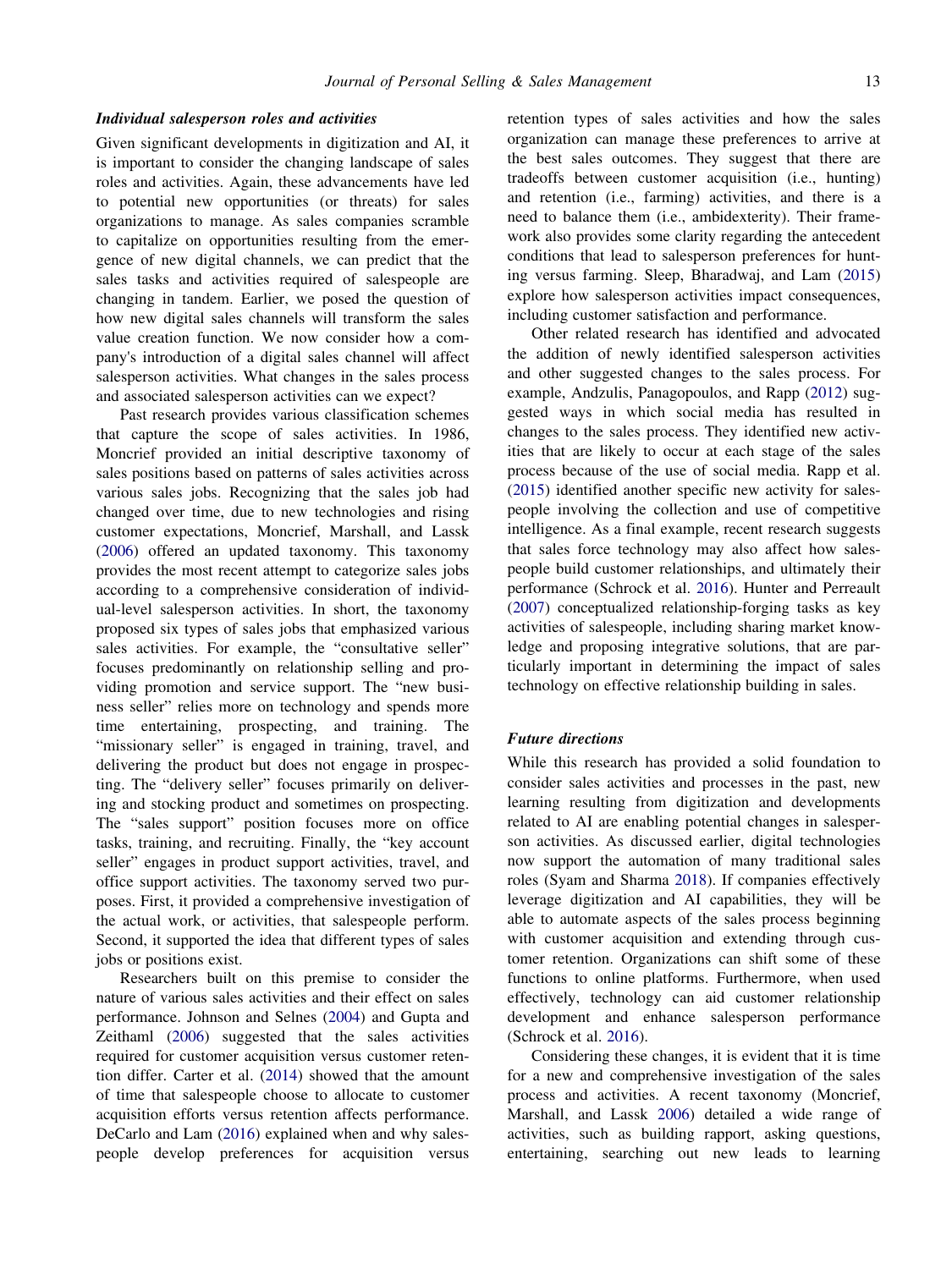### *Individual salesperson roles and activities*

Given significant developments in digitization and AI, it is important to consider the changing landscape of sales roles and activities. Again, these advancements have led to potential new opportunities (or threats) for sales organizations to manage. As sales companies scramble to capitalize on opportunities resulting from the emergence of new digital channels, we can predict that the sales tasks and activities required of salespeople are changing in tandem. Earlier, we posed the question of how new digital sales channels will transform the sales value creation function. We now consider how a company's introduction of a digital sales channel will affect salesperson activities. What changes in the sales process and associated salesperson activities can we expect?

Past research provides various classification schemes that capture the scope of sales activities. In 1986, Moncrief provided an initial descriptive taxonomy of sales positions based on patterns of sales activities across various sales jobs. Recognizing that the sales job had changed over time, due to new technologies and rising customer expectations, Moncrief, Marshall, and Lassk (2006) offered an updated taxonomy. This taxonomy provides the most recent attempt to categorize sales jobs according to a comprehensive consideration of individual-level salesperson activities. In short, the taxonomy proposed six types of sales jobs that emphasized various sales activities. For example, the "consultative seller" focuses predominantly on relationship selling and providing promotion and service support. The "new business seller" relies more on technology and spends more time entertaining, prospecting, and training. The "missionary seller" is engaged in training, travel, and delivering the product but does not engage in prospecting. The "delivery seller" focuses primarily on delivering and stocking product and sometimes on prospecting. The "sales support" position focuses more on office tasks, training, and recruiting. Finally, the "key account seller" engages in product support activities, travel, and office support activities. The taxonomy served two purposes. First, it provided a comprehensive investigation of the actual work, or activities, that salespeople perform. Second, it supported the idea that different types of sales jobs or positions exist.

Researchers built on this premise to consider the nature of various sales activities and their effect on sales performance. Johnson and Selnes (2004) and Gupta and Zeithaml (2006) suggested that the sales activities required for customer acquisition versus customer retention differ. Carter et al. (2014) showed that the amount of time that salespeople choose to allocate to customer acquisition efforts versus retention affects performance. DeCarlo and Lam (2016) explained when and why salespeople develop preferences for acquisition versus retention types of sales activities and how the sales organization can manage these preferences to arrive at the best sales outcomes. They suggest that there are tradeoffs between customer acquisition (i.e., hunting) and retention (i.e., farming) activities, and there is a need to balance them (i.e., ambidexterity). Their framework also provides some clarity regarding the antecedent conditions that lead to salesperson preferences for hunting versus farming. Sleep, Bharadwaj, and Lam (2015) explore how salesperson activities impact consequences, including customer satisfaction and performance.

Other related research has identified and advocated the addition of newly identified salesperson activities and other suggested changes to the sales process. For example, Andzulis, Panagopoulos, and Rapp (2012) suggested ways in which social media has resulted in changes to the sales process. They identified new activities that are likely to occur at each stage of the sales process because of the use of social media. Rapp et al. (2015) identified another specific new activity for salespeople involving the collection and use of competitive intelligence. As a final example, recent research suggests that sales force technology may also affect how salespeople build customer relationships, and ultimately their performance (Schrock et al. 2016). Hunter and Perreault (2007) conceptualized relationship-forging tasks as key activities of salespeople, including sharing market knowledge and proposing integrative solutions, that are particularly important in determining the impact of sales technology on effective relationship building in sales.

### *Future directions*

While this research has provided a solid foundation to consider sales activities and processes in the past, new learning resulting from digitization and developments related to AI are enabling potential changes in salesperson activities. As discussed earlier, digital technologies now support the automation of many traditional sales roles (Syam and Sharma 2018). If companies effectively leverage digitization and AI capabilities, they will be able to automate aspects of the sales process beginning with customer acquisition and extending through customer retention. Organizations can shift some of these functions to online platforms. Furthermore, when used effectively, technology can aid customer relationship development and enhance salesperson performance (Schrock et al. 2016).

Considering these changes, it is evident that it is time for a new and comprehensive investigation of the sales process and activities. A recent taxonomy (Moncrief, Marshall, and Lassk 2006) detailed a wide range of activities, such as building rapport, asking questions, entertaining, searching out new leads to learning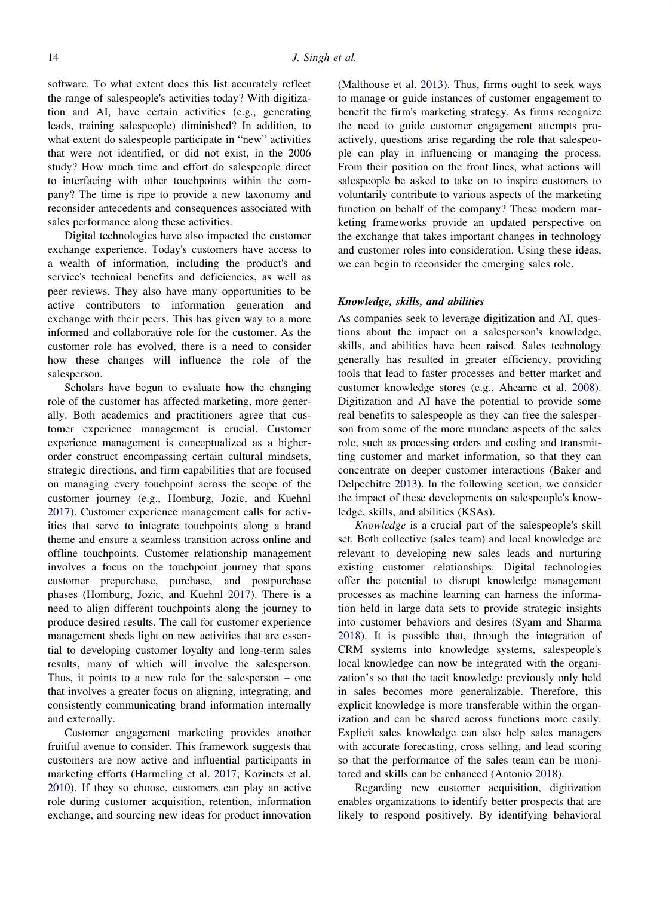software. To what extent does this list accurately reflect the range of salespeople's activities today? With digitization and AI, have certain activities (e.g., generating leads, training salespeople) diminished? In addition, to what extent do salespeople participate in "new" activities that were not identified, or did not exist, in the 2006 study? How much time and effort do salespeople direct to interfacing with other touchpoints within the company? The time is ripe to provide a new taxonomy and reconsider antecedents and consequences associated with sales performance along these activities.

Digital technologies have also impacted the customer exchange experience. Today's customers have access to a wealth of information, including the product's and service's technical benefits and deficiencies, as well as peer reviews. They also have many opportunities to be active contributors to information generation and exchange with their peers. This has given way to a more informed and collaborative role for the customer. As the customer role has evolved, there is a need to consider how these changes will influence the role of the salesperson.

Scholars have begun to evaluate how the changing role of the customer has affected marketing, more generally. Both academics and practitioners agree that customer experience management is crucial. Customer experience management is conceptualized as a higher-order construct encompassing certain cultural mindsets, strategic directions, and firm capabilities that are focused on managing every touchpoint across the scope of the customer journey (e.g., Homburg, Jozic, and Kuehnl 2017). Customer experience management calls for activities that serve to integrate touchpoints along a brand theme and ensure a seamless transition across online and offline touchpoints. Customer relationship management involves a focus on the touchpoint journey that spans customer prepurchase, purchase, and postpurchase phases (Homburg, Jozic, and Kuehnl 2017). There is a need to align different touchpoints along the journey to produce desired results. The call for customer experience management sheds light on new activities that are essential to developing customer loyalty and long-term sales results, many of which will involve the salesperson. Thus, it points to a new role for the salesperson – one that involves a greater focus on aligning, integrating, and consistently communicating brand information internally and externally.

Customer engagement marketing provides another fruitful avenue to consider. This framework suggests that customers are now active and influential participants in marketing efforts (Harmeling et al. 2017; Kozinets et al. 2010). If they so choose, customers can play an active role during customer acquisition, retention, information exchange, and sourcing new ideas for product innovation (Malthouse et al. 2013). Thus, firms ought to seek ways to manage or guide instances of customer engagement to benefit the firm's marketing strategy. As firms recognize the need to guide customer engagement attempts proactively, questions arise regarding the role that salespeople can play in influencing or managing the process. From their position on the front lines, what actions will salespeople be asked to take on to inspire customers to voluntarily contribute to various aspects of the marketing function on behalf of the company? These modern marketing frameworks provide an updated perspective on the exchange that takes important changes in technology and customer roles into consideration. Using these ideas, we can begin to reconsider the emerging sales role.

### *Knowledge, skills, and abilities*

As companies seek to leverage digitization and AI, questions about the impact on a salesperson's knowledge, skills, and abilities have been raised. Sales technology generally has resulted in greater efficiency, providing tools that lead to faster processes and better market and customer knowledge stores (e.g., Ahearne et al. 2008). Digitization and AI have the potential to provide some real benefits to salespeople as they can free the salesperson from some of the more mundane aspects of the sales role, such as processing orders and coding and transmitting customer and market information, so that they can concentrate on deeper customer interactions (Baker and Delpechitre 2013). In the following section, we consider the impact of these developments on salespeople's knowledge, skills, and abilities (KSAs).

*Knowledge* is a crucial part of the salespeople's skill set. Both collective (sales team) and local knowledge are relevant to developing new sales leads and nurturing existing customer relationships. Digital technologies offer the potential to disrupt knowledge management processes as machine learning can harness the information held in large data sets to provide strategic insights into customer behaviors and desires (Syam and Sharma 2018). It is possible that, through the integration of CRM systems into knowledge systems, salespeople's local knowledge can now be integrated with the organization's so that the tacit knowledge previously only held in sales becomes more generalizable. Therefore, this explicit knowledge is more transferable within the organization and can be shared across functions more easily. Explicit sales knowledge can also help sales managers with accurate forecasting, cross selling, and lead scoring so that the performance of the sales team can be monitored and skills can be enhanced (Antonio 2018).

Regarding new customer acquisition, digitization enables organizations to identify better prospects that are likely to respond positively. By identifying behavioral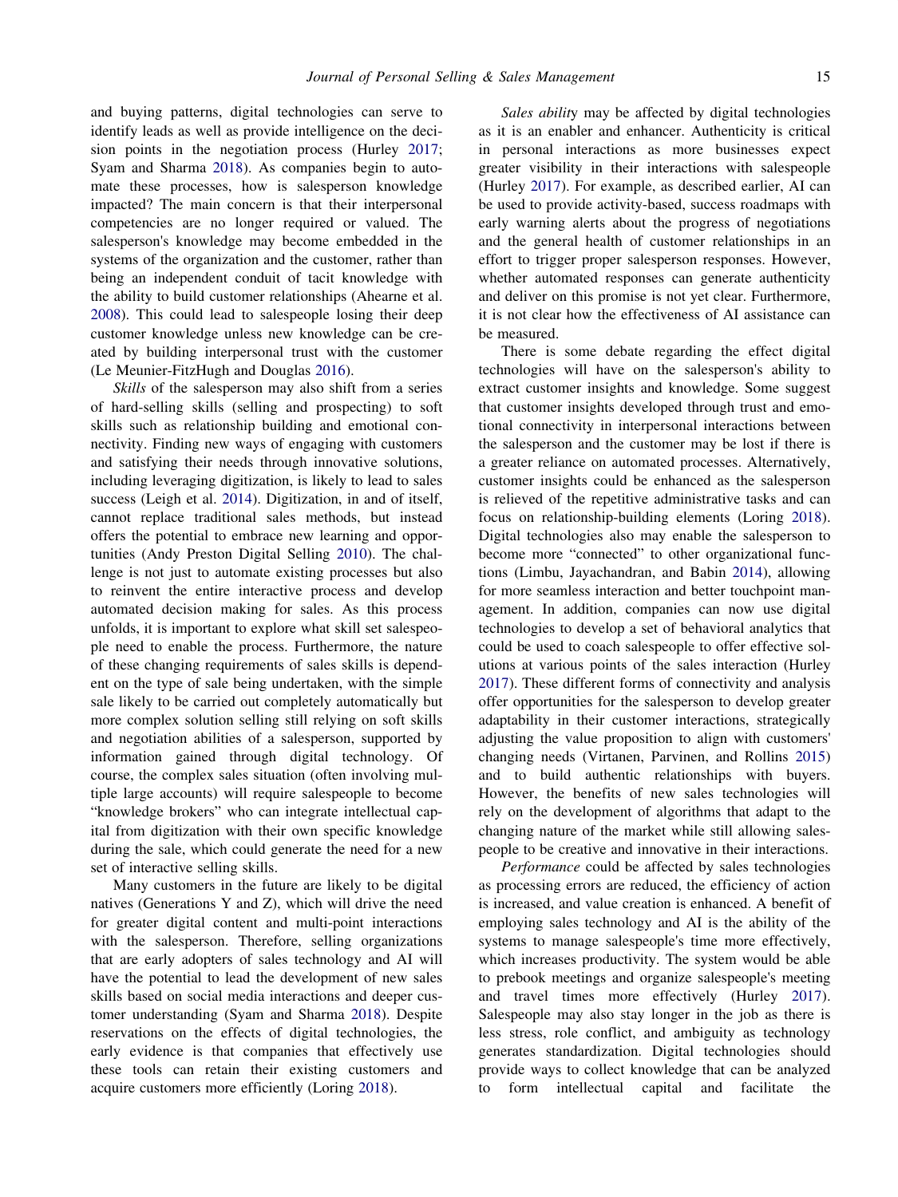and buying patterns, digital technologies can serve to identify leads as well as provide intelligence on the decision points in the negotiation process (Hurley 2017; Syam and Sharma 2018). As companies begin to automate these processes, how is salesperson knowledge impacted? The main concern is that their interpersonal competencies are no longer required or valued. The salesperson's knowledge may become embedded in the systems of the organization and the customer, rather than being an independent conduit of tacit knowledge with the ability to build customer relationships (Ahearne et al. 2008). This could lead to salespeople losing their deep customer knowledge unless new knowledge can be created by building interpersonal trust with the customer (Le Meunier-FitzHugh and Douglas 2016).

*Skills* of the salesperson may also shift from a series of hard-selling skills (selling and prospecting) to soft skills such as relationship building and emotional connectivity. Finding new ways of engaging with customers and satisfying their needs through innovative solutions, including leveraging digitization, is likely to lead to sales success (Leigh et al. 2014). Digitization, in and of itself, cannot replace traditional sales methods, but instead offers the potential to embrace new learning and opportunities (Andy Preston Digital Selling 2010). The challenge is not just to automate existing processes but also to reinvent the entire interactive process and develop automated decision making for sales. As this process unfolds, it is important to explore what skill set salespeople need to enable the process. Furthermore, the nature of these changing requirements of sales skills is dependent on the type of sale being undertaken, with the simple sale likely to be carried out completely automatically but more complex solution selling still relying on soft skills and negotiation abilities of a salesperson, supported by information gained through digital technology. Of course, the complex sales situation (often involving multiple large accounts) will require salespeople to become "knowledge brokers" who can integrate intellectual capital from digitization with their own specific knowledge during the sale, which could generate the need for a new set of interactive selling skills.

Many customers in the future are likely to be digital natives (Generations Y and Z), which will drive the need for greater digital content and multi-point interactions with the salesperson. Therefore, selling organizations that are early adopters of sales technology and AI will have the potential to lead the development of new sales skills based on social media interactions and deeper customer understanding (Syam and Sharma 2018). Despite reservations on the effects of digital technologies, the early evidence is that companies that effectively use these tools can retain their existing customers and acquire customers more efficiently (Loring 2018).

*Sales ability* may be affected by digital technologies as it is an enabler and enhancer. Authenticity is critical in personal interactions as more businesses expect greater visibility in their interactions with salespeople (Hurley 2017). For example, as described earlier, AI can be used to provide activity-based, success roadmaps with early warning alerts about the progress of negotiations and the general health of customer relationships in an effort to trigger proper salesperson responses. However, whether automated responses can generate authenticity and deliver on this promise is not yet clear. Furthermore, it is not clear how the effectiveness of AI assistance can be measured.

There is some debate regarding the effect digital technologies will have on the salesperson's ability to extract customer insights and knowledge. Some suggest that customer insights developed through trust and emotional connectivity in interpersonal interactions between the salesperson and the customer may be lost if there is a greater reliance on automated processes. Alternatively, customer insights could be enhanced as the salesperson is relieved of the repetitive administrative tasks and can focus on relationship-building elements (Loring 2018). Digital technologies also may enable the salesperson to become more "connected" to other organizational functions (Limbu, Jayachandran, and Babin 2014), allowing for more seamless interaction and better touchpoint management. In addition, companies can now use digital technologies to develop a set of behavioral analytics that could be used to coach salespeople to offer effective solutions at various points of the sales interaction (Hurley 2017). These different forms of connectivity and analysis offer opportunities for the salesperson to develop greater adaptability in their customer interactions, strategically adjusting the value proposition to align with customers' changing needs (Virtanen, Parvinen, and Rollins 2015) and to build authentic relationships with buyers. However, the benefits of new sales technologies will rely on the development of algorithms that adapt to the changing nature of the market while still allowing salespeople to be creative and innovative in their interactions.

*Performance* could be affected by sales technologies as processing errors are reduced, the efficiency of action is increased, and value creation is enhanced. A benefit of employing sales technology and AI is the ability of the systems to manage salespeople's time more effectively, which increases productivity. The system would be able to prebook meetings and organize salespeople's meeting and travel times more effectively (Hurley 2017). Salespeople may also stay longer in the job as there is less stress, role conflict, and ambiguity as technology generates standardization. Digital technologies should provide ways to collect knowledge that can be analyzed to form intellectual capital and facilitate the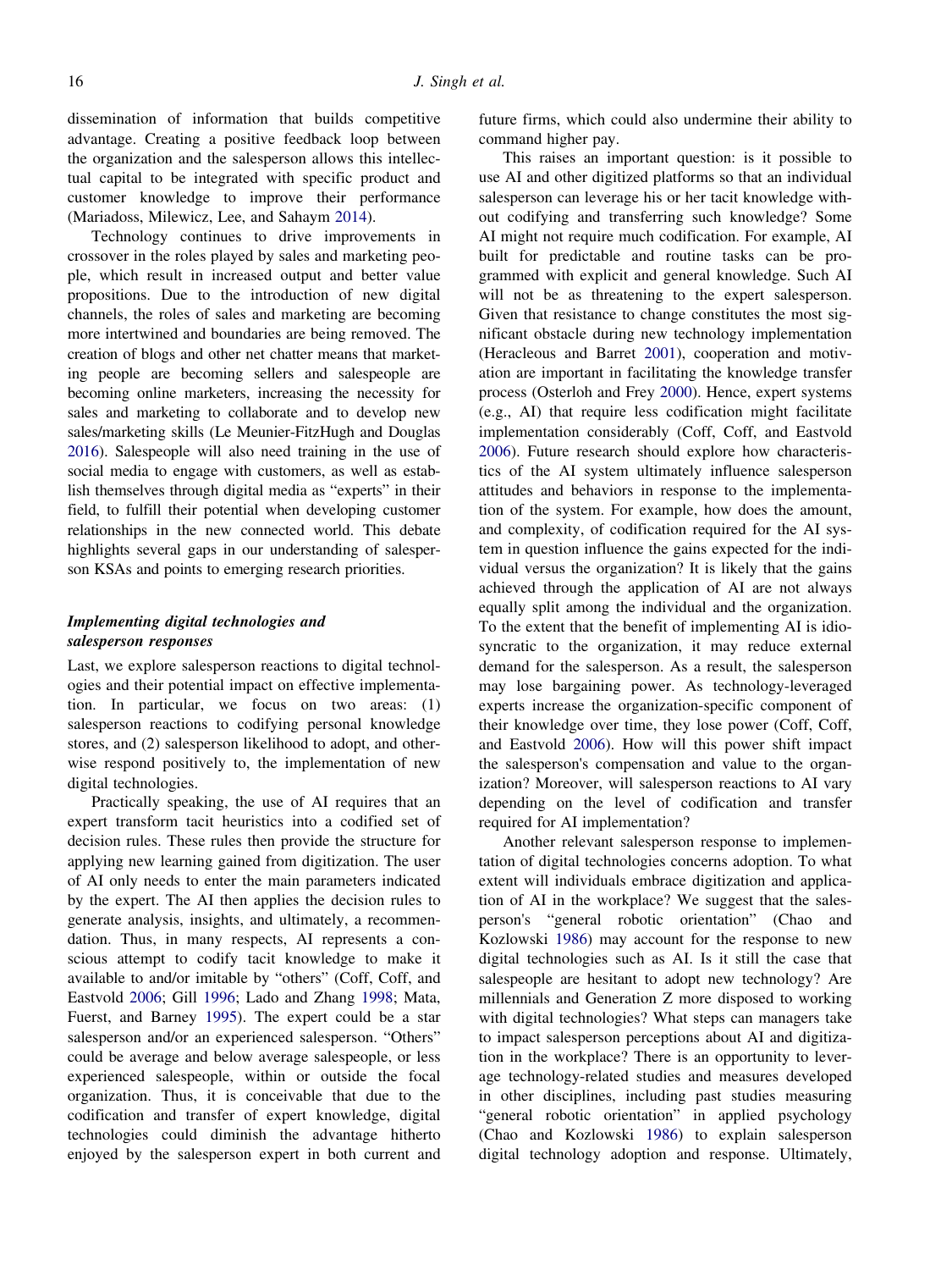dissemination of information that builds competitive advantage. Creating a positive feedback loop between the organization and the salesperson allows this intellectual capital to be integrated with specific product and customer knowledge to improve their performance (Mariadoss, Milewicz, Lee, and Sahaym 2014).

Technology continues to drive improvements in crossover in the roles played by sales and marketing people, which result in increased output and better value propositions. Due to the introduction of new digital channels, the roles of sales and marketing are becoming more intertwined and boundaries are being removed. The creation of blogs and other net chatter means that marketing people are becoming sellers and salespeople are becoming online marketers, increasing the necessity for sales and marketing to collaborate and to develop new sales/marketing skills (Le Meunier-FitzHugh and Douglas 2016). Salespeople will also need training in the use of social media to engage with customers, as well as establish themselves through digital media as "experts" in their field, to fulfill their potential when developing customer relationships in the new connected world. This debate highlights several gaps in our understanding of salesperson KSAs and points to emerging research priorities.

### *Implementing digital technologies and salesperson responses*

Last, we explore salesperson reactions to digital technologies and their potential impact on effective implementation. In particular, we focus on two areas: (1) salesperson reactions to codifying personal knowledge stores, and (2) salesperson likelihood to adopt, and otherwise respond positively to, the implementation of new digital technologies.

Practically speaking, the use of AI requires that an expert transform tacit heuristics into a codified set of decision rules. These rules then provide the structure for applying new learning gained from digitization. The user of AI only needs to enter the main parameters indicated by the expert. The AI then applies the decision rules to generate analysis, insights, and ultimately, a recommendation. Thus, in many respects, AI represents a conscious attempt to codify tacit knowledge to make it available to and/or imitable by "others" (Coff, Coff, and Eastvold 2006; Gill 1996; Lado and Zhang 1998; Mata, Fuerst, and Barney 1995). The expert could be a star salesperson and/or an experienced salesperson. "Others" could be average and below average salespeople, or less experienced salespeople, within or outside the focal organization. Thus, it is conceivable that due to the codification and transfer of expert knowledge, digital technologies could diminish the advantage hitherto enjoyed by the salesperson expert in both current and future firms, which could also undermine their ability to command higher pay.

This raises an important question: is it possible to use AI and other digitized platforms so that an individual salesperson can leverage his or her tacit knowledge without codifying and transferring such knowledge? Some AI might not require much codification. For example, AI built for predictable and routine tasks can be programmed with explicit and general knowledge. Such AI will not be as threatening to the expert salesperson. Given that resistance to change constitutes the most significant obstacle during new technology implementation (Heracleous and Barret 2001), cooperation and motivation are important in facilitating the knowledge transfer process (Osterloh and Frey 2000). Hence, expert systems (e.g., AI) that require less codification might facilitate implementation considerably (Coff, Coff, and Eastvold 2006). Future research should explore how characteristics of the AI system ultimately influence salesperson attitudes and behaviors in response to the implementation of the system. For example, how does the amount, and complexity, of codification required for the AI system in question influence the gains expected for the individual versus the organization? It is likely that the gains achieved through the application of AI are not always equally split among the individual and the organization. To the extent that the benefit of implementing AI is idiosyncratic to the organization, it may reduce external demand for the salesperson. As a result, the salesperson may lose bargaining power. As technology-leveraged experts increase the organization-specific component of their knowledge over time, they lose power (Coff, Coff, and Eastvold 2006). How will this power shift impact the salesperson's compensation and value to the organization? Moreover, will salesperson reactions to AI vary depending on the level of codification and transfer required for AI implementation?

Another relevant salesperson response to implementation of digital technologies concerns adoption. To what extent will individuals embrace digitization and application of AI in the workplace? We suggest that the salesperson's "general robotic orientation" (Chao and Kozlowski 1986) may account for the response to new digital technologies such as AI. Is it still the case that salespeople are hesitant to adopt new technology? Are millennials and Generation Z more disposed to working with digital technologies? What steps can managers take to impact salesperson perceptions about AI and digitization in the workplace? There is an opportunity to leverage technology-related studies and measures developed in other disciplines, including past studies measuring "general robotic orientation" in applied psychology (Chao and Kozlowski 1986) to explain salesperson digital technology adoption and response. Ultimately,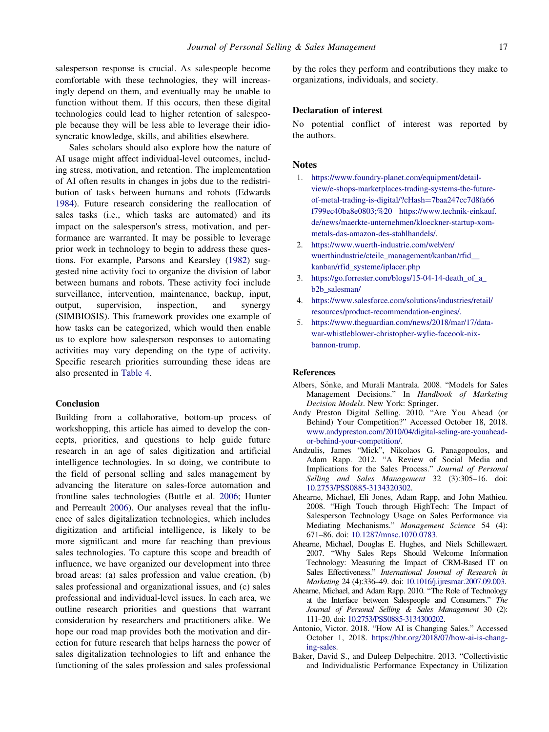salesperson response is crucial. As salespeople become comfortable with these technologies, they will increasingly depend on them, and eventually may be unable to function without them. If this occurs, then these digital technologies could lead to higher retention of salespeople because they will be less able to leverage their idiosyncratic knowledge, skills, and abilities elsewhere.

Sales scholars should also explore how the nature of AI usage might affect individual-level outcomes, including stress, motivation, and retention. The implementation of AI often results in changes in jobs due to the redistribution of tasks between humans and robots (Edwards 1984). Future research considering the reallocation of sales tasks (i.e., which tasks are automated) and its impact on the salesperson's stress, motivation, and performance are warranted. It may be possible to leverage prior work in technology to begin to address these questions. For example, Parsons and Kearsley (1982) suggested nine activity foci to organize the division of labor between humans and robots. These activity foci include surveillance, intervention, maintenance, backup, input, output, supervision, inspection, and synergy (SIMBIOSIS). This framework provides one example of how tasks can be categorized, which would then enable us to explore how salesperson responses to automating activities may vary depending on the type of activity. Specific research priorities surrounding these ideas are also presented in Table 4.

## Conclusion

Building from a collaborative, bottom-up process of workshopping, this article has aimed to develop the concepts, priorities, and questions to help guide future research in an age of sales digitization and artificial intelligence technologies. In so doing, we contribute to the field of personal selling and sales management by advancing the literature on sales-force automation and frontline sales technologies (Buttle et al. 2006; Hunter and Perreault 2006). Our analyses reveal that the influence of sales digitalization technologies, which includes digitization and artificial intelligence, is likely to be more significant and more far reaching than previous sales technologies. To capture this scope and breadth of influence, we have organized our development into three broad areas: (a) sales profession and value creation, (b) sales professional and organizational issues, and (c) sales professional and individual-level issues. In each area, we outline research priorities and questions that warrant consideration by researchers and practitioners alike. We hope our road map provides both the motivation and direction for future research that helps harness the power of sales digitalization technologies to lift and enhance the functioning of the sales profession and sales professional by the roles they perform and contributions they make to organizations, individuals, and society.

## Declaration of interest

No potential conflict of interest was reported by the authors.

## Notes

1. https://www.foundry-planet.com/equipment/detail-view/e-shops-marketplaces-trading-systems-the-future-of-metal-trading-is-digital/?cHash=7baa247cc7d8fa66f799ec40ba8e0803;%20 https://www.technik-einkauf.de/news/maerkte-unternehmen/kloeckner-startup-xom-metals-das-amazon-des-stahlhandels/.
2. https://www.wuerth-industrie.com/web/en/wuerthindustrie/cteile_management/kanban/rfid__kanban/rfid_systeme/iplacer.php
3. https://go.forrester.com/blogs/15-04-14-death_of_a_b2b_salesman/
4. https://www.salesforce.com/solutions/industries/retail/resources/product-recommendation-engines/.
5. https://www.theguardian.com/news/2018/mar/17/data-war-whistleblower-christopher-wylie-faceook-nix-bannon-trump.

## References

Albers, Sönke, and Murali Mantrala. 2008. "Models for Sales Management Decisions." In *Handbook of Marketing Decision Models*. New York: Springer.

Andy Preston Digital Selling. 2010. "Are You Ahead (or Behind) Your Competition?" Accessed October 18, 2018. www.andypreston.com/2010/04/digital-seling-are-youahead-or-behind-your-competition/.

Andzulis, James "Mick", Nikolaos G. Panagopoulos, and Adam Rapp. 2012. "A Review of Social Media and Implications for the Sales Process." *Journal of Personal Selling and Sales Management* 32 (3):305–16. doi: 10.2753/PSS0885-3134320302.

Ahearne, Michael, Eli Jones, Adam Rapp, and John Mathieu. 2008. "High Touch through HighTech: The Impact of Salesperson Technology Usage on Sales Performance via Mediating Mechanisms." *Management Science* 54 (4): 671–86. doi: 10.1287/mnsc.1070.0783.

Ahearne, Michael, Douglas E. Hughes, and Niels Schillewaert. 2007. "Why Sales Reps Should Welcome Information Technology: Measuring the Impact of CRM-Based IT on Sales Effectiveness." *International Journal of Research in Marketing* 24 (4):336–49. doi: 10.1016/j.ijresmar.2007.09.003.

Ahearne, Michael, and Adam Rapp. 2010. "The Role of Technology at the Interface between Salespeople and Consumers." *The Journal of Personal Selling & Sales Management* 30 (2): 111–20. doi: 10.2753/PSS0885-3134300202.

Antonio, Victor. 2018. "How AI is Changing Sales." Accessed October 1, 2018. https://hbr.org/2018/07/how-ai-is-changing-sales.

Baker, David S., and Duleep Delpechitre. 2013. "Collectivistic and Individualistic Performance Expectancy in Utilization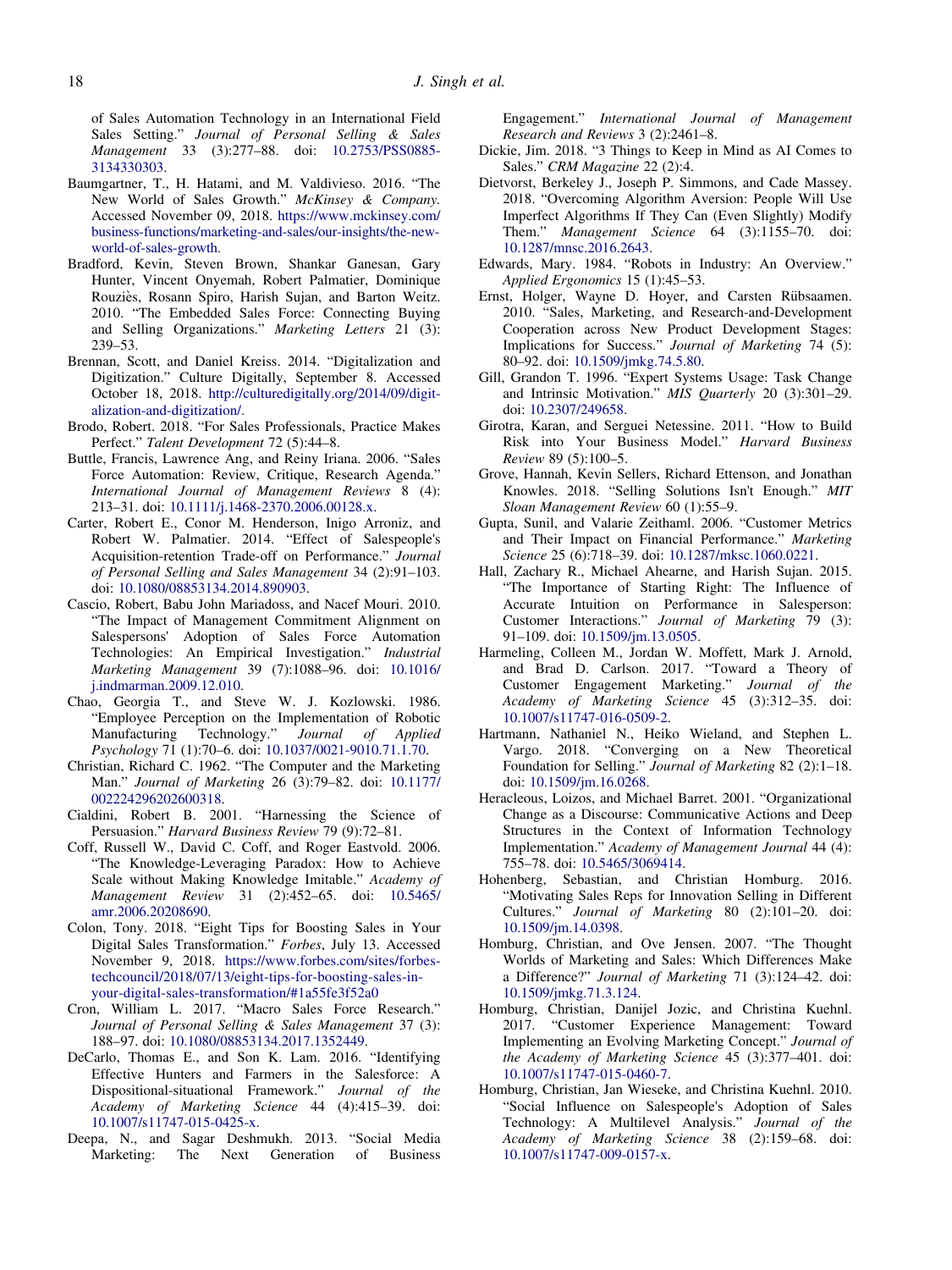of Sales Automation Technology in an International Field Sales Setting." *Journal of Personal Selling & Sales Management* 33 (3):277–88. doi: 10.2753/PSS0885-3134330303.

Baumgartner, T., H. Hatami, and M. Valdivieso. 2016. "The New World of Sales Growth." *McKinsey & Company*. Accessed November 09, 2018. https://www.mckinsey.com/business-functions/marketing-and-sales/our-insights/the-new-world-of-sales-growth.

Bradford, Kevin, Steven Brown, Shankar Ganesan, Gary Hunter, Vincent Onyemah, Robert Palmatier, Dominique Rouziès, Rosann Spiro, Harish Sujan, and Barton Weitz. 2010. "The Embedded Sales Force: Connecting Buying and Selling Organizations." *Marketing Letters* 21 (3): 239–53.

Brennan, Scott, and Daniel Kreiss. 2014. "Digitalization and Digitization." Culture Digitally, September 8. Accessed October 18, 2018. http://culturedigitally.org/2014/09/digitalization-and-digitization/.

Brodo, Robert. 2018. "For Sales Professionals, Practice Makes Perfect." *Talent Development* 72 (5):44–8.

Buttle, Francis, Lawrence Ang, and Reiny Iriana. 2006. "Sales Force Automation: Review, Critique, Research Agenda." *International Journal of Management Reviews* 8 (4): 213–31. doi: 10.1111/j.1468-2370.2006.00128.x.

Carter, Robert E., Conor M. Henderson, Inigo Arroniz, and Robert W. Palmatier. 2014. "Effect of Salespeople's Acquisition-retention Trade-off on Performance." *Journal of Personal Selling and Sales Management* 34 (2):91–103. doi: 10.1080/08853134.2014.890903.

Cascio, Robert, Babu John Mariadoss, and Nacef Mouri. 2010. "The Impact of Management Commitment Alignment on Salespersons' Adoption of Sales Force Automation Technologies: An Empirical Investigation." *Industrial Marketing Management* 39 (7):1088–96. doi: 10.1016/j.indmarman.2009.12.010.

Chao, Georgia T., and Steve W. J. Kozlowski. 1986. "Employee Perception on the Implementation of Robotic Manufacturing Technology." *Journal of Applied Psychology* 71 (1):70–6. doi: 10.1037/0021-9010.71.1.70.

Christian, Richard C. 1962. "The Computer and the Marketing Man." *Journal of Marketing* 26 (3):79–82. doi: 10.1177/002224296202600318.

Cialdini, Robert B. 2001. "Harnessing the Science of Persuasion." *Harvard Business Review* 79 (9):72–81.

Coff, Russell W., David C. Coff, and Roger Eastvold. 2006. "The Knowledge-Leveraging Paradox: How to Achieve Scale without Making Knowledge Imitable." *Academy of Management Review* 31 (2):452–65. doi: 10.5465/amr.2006.20208690.

Colon, Tony. 2018. "Eight Tips for Boosting Sales in Your Digital Sales Transformation." *Forbes*, July 13. Accessed November 9, 2018. https://www.forbes.com/sites/forbestechcouncil/2018/07/13/eight-tips-for-boosting-sales-in-your-digital-sales-transformation/#1a55fe3f52a0

Cron, William L. 2017. "Macro Sales Force Research." *Journal of Personal Selling & Sales Management* 37 (3): 188–97. doi: 10.1080/08853134.2017.1352449.

DeCarlo, Thomas E., and Son K. Lam. 2016. "Identifying Effective Hunters and Farmers in the Salesforce: A Dispositional-situational Framework." *Journal of the Academy of Marketing Science* 44 (4):415–39. doi: 10.1007/s11747-015-0425-x.

Deepa, N., and Sagar Deshmukh. 2013. "Social Media Marketing: The Next Generation of Business Engagement." *International Journal of Management Research and Reviews* 3 (2):2461–8.

Dickie, Jim. 2018. "3 Things to Keep in Mind as AI Comes to Sales." *CRM Magazine* 22 (2):4.

Dietvorst, Berkeley J., Joseph P. Simmons, and Cade Massey. 2018. "Overcoming Algorithm Aversion: People Will Use Imperfect Algorithms If They Can (Even Slightly) Modify Them." *Management Science* 64 (3):1155–70. doi: 10.1287/mnsc.2016.2643.

Edwards, Mary. 1984. "Robots in Industry: An Overview." *Applied Ergonomics* 15 (1):45–53.

Ernst, Holger, Wayne D. Hoyer, and Carsten Rübsaamen. 2010. "Sales, Marketing, and Research-and-Development Cooperation across New Product Development Stages: Implications for Success." *Journal of Marketing* 74 (5): 80–92. doi: 10.1509/jmkg.74.5.80.

Gill, Grandon T. 1996. "Expert Systems Usage: Task Change and Intrinsic Motivation." *MIS Quarterly* 20 (3):301–29. doi: 10.2307/249658.

Girotra, Karan, and Serguei Netessine. 2011. "How to Build Risk into Your Business Model." *Harvard Business Review* 89 (5):100–5.

Grove, Hannah, Kevin Sellers, Richard Ettenson, and Jonathan Knowles. 2018. "Selling Solutions Isn't Enough." *MIT Sloan Management Review* 60 (1):55–9.

Gupta, Sunil, and Valarie Zeithaml. 2006. "Customer Metrics and Their Impact on Financial Performance." *Marketing Science* 25 (6):718–39. doi: 10.1287/mksc.1060.0221.

Hall, Zachary R., Michael Ahearne, and Harish Sujan. 2015. "The Importance of Starting Right: The Influence of Accurate Intuition on Performance in Salesperson: Customer Interactions." *Journal of Marketing* 79 (3): 91–109. doi: 10.1509/jm.13.0505.

Harmeling, Colleen M., Jordan W. Moffett, Mark J. Arnold, and Brad D. Carlson. 2017. "Toward a Theory of Customer Engagement Marketing." *Journal of the Academy of Marketing Science* 45 (3):312–35. doi: 10.1007/s11747-016-0509-2.

Hartmann, Nathaniel N., Heiko Wieland, and Stephen L. Vargo. 2018. "Converging on a New Theoretical Foundation for Selling." *Journal of Marketing* 82 (2):1–18. doi: 10.1509/jm.16.0268.

Heracleous, Loizos, and Michael Barret. 2001. "Organizational Change as a Discourse: Communicative Actions and Deep Structures in the Context of Information Technology Implementation." *Academy of Management Journal* 44 (4): 755–78. doi: 10.5465/3069414.

Hohenberg, Sebastian, and Christian Homburg. 2016. "Motivating Sales Reps for Innovation Selling in Different Cultures." *Journal of Marketing* 80 (2):101–20. doi: 10.1509/jm.14.0398.

Homburg, Christian, and Ove Jensen. 2007. "The Thought Worlds of Marketing and Sales: Which Differences Make a Difference?" *Journal of Marketing* 71 (3):124–42. doi: 10.1509/jmkg.71.3.124.

Homburg, Christian, Danijel Jozic, and Christina Kuehnl. 2017. "Customer Experience Management: Toward Implementing an Evolving Marketing Concept." *Journal of the Academy of Marketing Science* 45 (3):377–401. doi: 10.1007/s11747-015-0460-7.

Homburg, Christian, Jan Wieseke, and Christina Kuehnl. 2010. "Social Influence on Salespeople's Adoption of Sales Technology: A Multilevel Analysis." *Journal of the Academy of Marketing Science* 38 (2):159–68. doi: 10.1007/s11747-009-0157-x.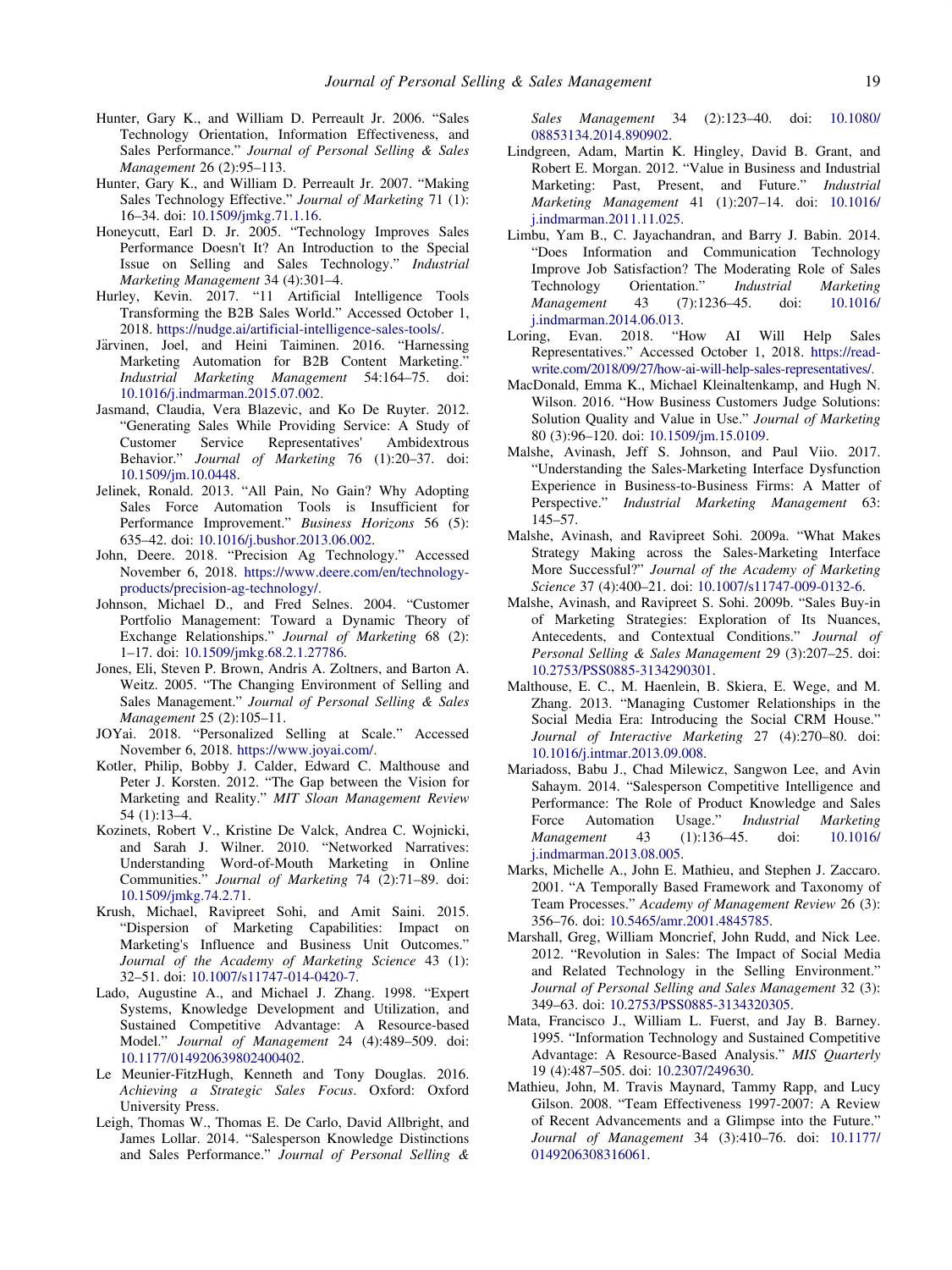Hunter, Gary K., and William D. Perreault Jr. 2006. "Sales Technology Orientation, Information Effectiveness, and Sales Performance." *Journal of Personal Selling & Sales Management* 26 (2):95–113.

Hunter, Gary K., and William D. Perreault Jr. 2007. "Making Sales Technology Effective." *Journal of Marketing* 71 (1): 16–34. doi: 10.1509/jmkg.71.1.16.

Honeycutt, Earl D. Jr. 2005. "Technology Improves Sales Performance Doesn't It? An Introduction to the Special Issue on Selling and Sales Technology." *Industrial Marketing Management* 34 (4):301–4.

Hurley, Kevin. 2017. "11 Artificial Intelligence Tools Transforming the B2B Sales World." Accessed October 1, 2018. https://nudge.ai/artificial-intelligence-sales-tools/.

Järvinen, Joel, and Heini Taiminen. 2016. "Harnessing Marketing Automation for B2B Content Marketing." *Industrial Marketing Management* 54:164–75. doi: 10.1016/j.indmarman.2015.07.002.

Jasmand, Claudia, Vera Blazevic, and Ko De Ruyter. 2012. "Generating Sales While Providing Service: A Study of Customer Service Representatives' Ambidextrous Behavior." *Journal of Marketing* 76 (1):20–37. doi: 10.1509/jm.10.0448.

Jelinek, Ronald. 2013. "All Pain, No Gain? Why Adopting Sales Force Automation Tools is Insufficient for Performance Improvement." *Business Horizons* 56 (5): 635–42. doi: 10.1016/j.bushor.2013.06.002.

John, Deere. 2018. "Precision Ag Technology." Accessed November 6, 2018. https://www.deere.com/en/technology-products/precision-ag-technology/.

Johnson, Michael D., and Fred Selnes. 2004. "Customer Portfolio Management: Toward a Dynamic Theory of Exchange Relationships." *Journal of Marketing* 68 (2): 1–17. doi: 10.1509/jmkg.68.2.1.27786.

Jones, Eli, Steven P. Brown, Andris A. Zoltners, and Barton A. Weitz. 2005. "The Changing Environment of Selling and Sales Management." *Journal of Personal Selling & Sales Management* 25 (2):105–11.

JOYai. 2018. "Personalized Selling at Scale." Accessed November 6, 2018. https://www.joyai.com/.

Kotler, Philip, Bobby J. Calder, Edward C. Malthouse and Peter J. Korsten. 2012. "The Gap between the Vision for Marketing and Reality." *MIT Sloan Management Review* 54 (1):13–4.

Kozinets, Robert V., Kristine De Valck, Andrea C. Wojnicki, and Sarah J. Wilner. 2010. "Networked Narratives: Understanding Word-of-Mouth Marketing in Online Communities." *Journal of Marketing* 74 (2):71–89. doi: 10.1509/jmkg.74.2.71.

Krush, Michael, Ravipreet Sohi, and Amit Saini. 2015. "Dispersion of Marketing Capabilities: Impact on Marketing's Influence and Business Unit Outcomes." *Journal of the Academy of Marketing Science* 43 (1): 32–51. doi: 10.1007/s11747-014-0420-7.

Lado, Augustine A., and Michael J. Zhang. 1998. "Expert Systems, Knowledge Development and Utilization, and Sustained Competitive Advantage: A Resource-based Model." *Journal of Management* 24 (4):489–509. doi: 10.1177/014920639802400402.

Le Meunier-FitzHugh, Kenneth and Tony Douglas. 2016. *Achieving a Strategic Sales Focus*. Oxford: Oxford University Press.

Leigh, Thomas W., Thomas E. De Carlo, David Allbright, and James Lollar. 2014. "Salesperson Knowledge Distinctions and Sales Performance." *Journal of Personal Selling & Sales Management* 34 (2):123–40. doi: 10.1080/08853134.2014.890902.

Lindgreen, Adam, Martin K. Hingley, David B. Grant, and Robert E. Morgan. 2012. "Value in Business and Industrial Marketing: Past, Present, and Future." *Industrial Marketing Management* 41 (1):207–14. doi: 10.1016/j.indmarman.2011.11.025.

Limbu, Yam B., C. Jayachandran, and Barry J. Babin. 2014. "Does Information and Communication Technology Improve Job Satisfaction? The Moderating Role of Sales Technology Orientation." *Industrial Marketing Management* 43 (7):1236–45. doi: 10.1016/j.indmarman.2014.06.013.

Loring, Evan. 2018. "How AI Will Help Sales Representatives." Accessed October 1, 2018. https://readwrite.com/2018/09/27/how-ai-will-help-sales-representatives/.

MacDonald, Emma K., Michael Kleinaltenkamp, and Hugh N. Wilson. 2016. "How Business Customers Judge Solutions: Solution Quality and Value in Use." *Journal of Marketing* 80 (3):96–120. doi: 10.1509/jm.15.0109.

Malshe, Avinash, Jeff S. Johnson, and Paul Viio. 2017. "Understanding the Sales-Marketing Interface Dysfunction Experience in Business-to-Business Firms: A Matter of Perspective." *Industrial Marketing Management* 63: 145–57.

Malshe, Avinash, and Ravipreet Sohi. 2009a. "What Makes Strategy Making across the Sales-Marketing Interface More Successful?" *Journal of the Academy of Marketing Science* 37 (4):400–21. doi: 10.1007/s11747-009-0132-6.

Malshe, Avinash, and Ravipreet S. Sohi. 2009b. "Sales Buy-in of Marketing Strategies: Exploration of Its Nuances, Antecedents, and Contextual Conditions." *Journal of Personal Selling & Sales Management* 29 (3):207–25. doi: 10.2753/PSS0885-3134290301.

Malthouse, E. C., M. Haenlein, B. Skiera, E. Wege, and M. Zhang. 2013. "Managing Customer Relationships in the Social Media Era: Introducing the Social CRM House." *Journal of Interactive Marketing* 27 (4):270–80. doi: 10.1016/j.intmar.2013.09.008.

Mariadoss, Babu J., Chad Milewicz, Sangwon Lee, and Avin Sahaym. 2014. "Salesperson Competitive Intelligence and Performance: The Role of Product Knowledge and Sales Force Automation Usage." *Industrial Marketing Management* 43 (1):136–45. doi: 10.1016/j.indmarman.2013.08.005.

Marks, Michelle A., John E. Mathieu, and Stephen J. Zaccaro. 2001. "A Temporally Based Framework and Taxonomy of Team Processes." *Academy of Management Review* 26 (3): 356–76. doi: 10.5465/amr.2001.4845785.

Marshall, Greg, William Moncrief, John Rudd, and Nick Lee. 2012. "Revolution in Sales: The Impact of Social Media and Related Technology in the Selling Environment." *Journal of Personal Selling and Sales Management* 32 (3): 349–63. doi: 10.2753/PSS0885-3134320305.

Mata, Francisco J., William L. Fuerst, and Jay B. Barney. 1995. "Information Technology and Sustained Competitive Advantage: A Resource-Based Analysis." *MIS Quarterly* 19 (4):487–505. doi: 10.2307/249630.

Mathieu, John, M. Travis Maynard, Tammy Rapp, and Lucy Gilson. 2008. "Team Effectiveness 1997-2007: A Review of Recent Advancements and a Glimpse into the Future." *Journal of Management* 34 (3):410–76. doi: 10.1177/0149206308316061.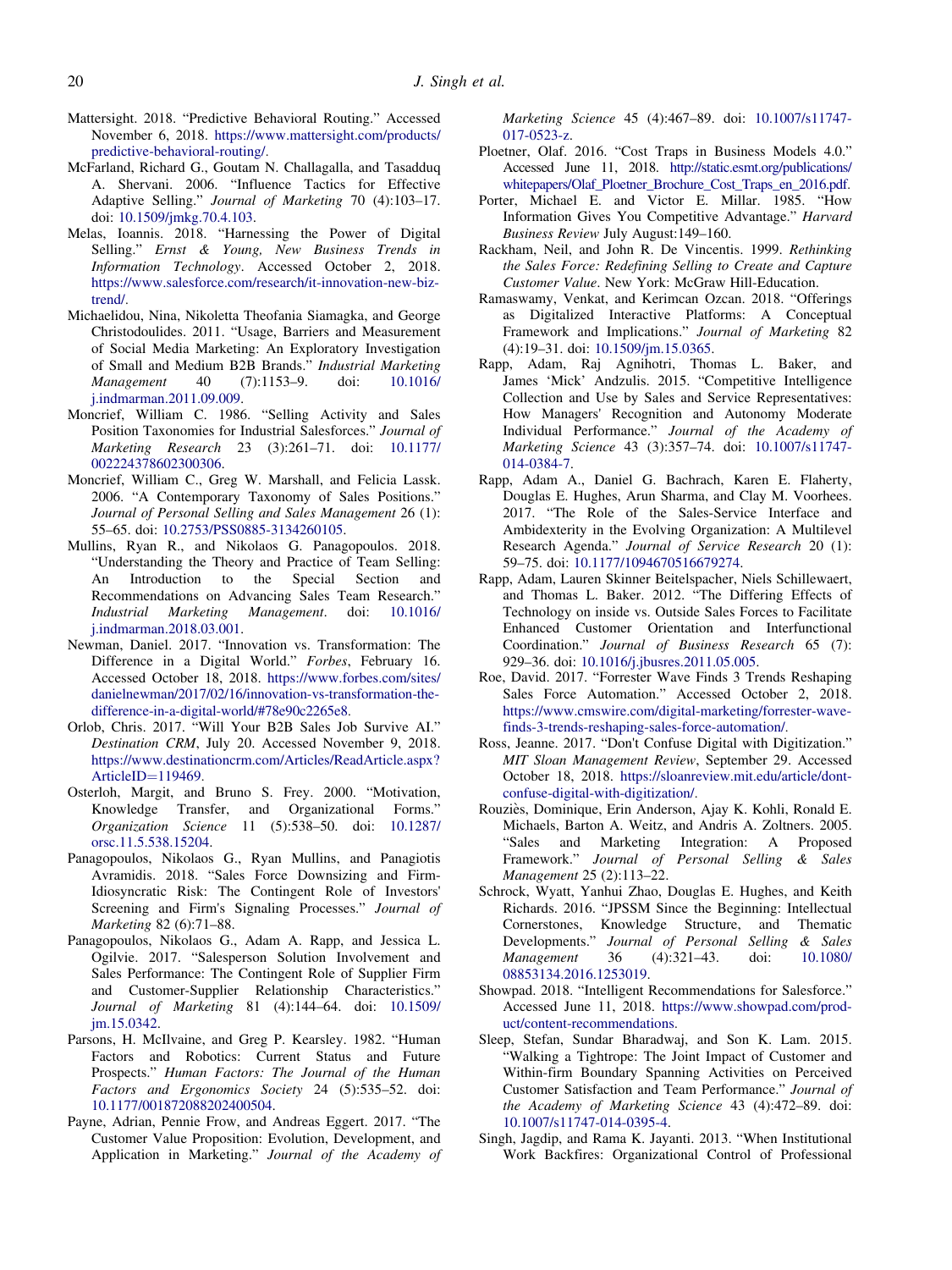Mattersight. 2018. "Predictive Behavioral Routing." Accessed November 6, 2018. https://www.mattersight.com/products/predictive-behavioral-routing/.

McFarland, Richard G., Goutam N. Challagalla, and Tasadduq A. Shervani. 2006. "Influence Tactics for Effective Adaptive Selling." *Journal of Marketing* 70 (4):103–17. doi: 10.1509/jmkg.70.4.103.

Melas, Ioannis. 2018. "Harnessing the Power of Digital Selling." *Ernst & Young, New Business Trends in Information Technology*. Accessed October 2, 2018. https://www.salesforce.com/research/it-innovation-new-biz-trend/.

Michaelidou, Nina, Nikoletta Theofania Siamagka, and George Christodoulides. 2011. "Usage, Barriers and Measurement of Social Media Marketing: An Exploratory Investigation of Small and Medium B2B Brands." *Industrial Marketing Management* 40 (7):1153–9. doi: 10.1016/j.indmarman.2011.09.009.

Moncrief, William C. 1986. "Selling Activity and Sales Position Taxonomies for Industrial Salesforces." *Journal of Marketing Research* 23 (3):261–71. doi: 10.1177/002224378602300306.

Moncrief, William C., Greg W. Marshall, and Felicia Lassk. 2006. "A Contemporary Taxonomy of Sales Positions." *Journal of Personal Selling and Sales Management* 26 (1): 55–65. doi: 10.2753/PSS0885-3134260105.

Mullins, Ryan R., and Nikolaos G. Panagopoulos. 2018. "Understanding the Theory and Practice of Team Selling: An Introduction to the Special Section and Recommendations on Advancing Sales Team Research." *Industrial Marketing Management*. doi: 10.1016/j.indmarman.2018.03.001.

Newman, Daniel. 2017. "Innovation vs. Transformation: The Difference in a Digital World." *Forbes*, February 16. Accessed October 18, 2018. https://www.forbes.com/sites/danielnewman/2017/02/16/innovation-vs-transformation-the-difference-in-a-digital-world/#78e90c2265e8.

Orlob, Chris. 2017. "Will Your B2B Sales Job Survive AI." *Destination CRM*, July 20. Accessed November 9, 2018. https://www.destinationcrm.com/Articles/ReadArticle.aspx?ArticleID=119469.

Osterloh, Margit, and Bruno S. Frey. 2000. "Motivation, Knowledge Transfer, and Organizational Forms." *Organization Science* 11 (5):538–50. doi: 10.1287/orsc.11.5.538.15204.

Panagopoulos, Nikolaos G., Ryan Mullins, and Panagiotis Avramidis. 2018. "Sales Force Downsizing and Firm-Idiosyncratic Risk: The Contingent Role of Investors' Screening and Firm's Signaling Processes." *Journal of Marketing* 82 (6):71–88.

Panagopoulos, Nikolaos G., Adam A. Rapp, and Jessica L. Ogilvie. 2017. "Salesperson Solution Involvement and Sales Performance: The Contingent Role of Supplier Firm and Customer-Supplier Relationship Characteristics." *Journal of Marketing* 81 (4):144–64. doi: 10.1509/jm.15.0342.

Parsons, H. McIlvaine, and Greg P. Kearsley. 1982. "Human Factors and Robotics: Current Status and Future Prospects." *Human Factors: The Journal of the Human Factors and Ergonomics Society* 24 (5):535–52. doi: 10.1177/001872088202400504.

Payne, Adrian, Pennie Frow, and Andreas Eggert. 2017. "The Customer Value Proposition: Evolution, Development, and Application in Marketing." *Journal of the Academy of Marketing Science* 45 (4):467–89. doi: 10.1007/s11747-017-0523-z.

Ploetner, Olaf. 2016. "Cost Traps in Business Models 4.0." Accessed June 11, 2018. http://static.esmt.org/publications/whitepapers/Olaf_Ploetner_Brochure_Cost_Traps_en_2016.pdf.

Porter, Michael E. and Victor E. Millar. 1985. "How Information Gives You Competitive Advantage." *Harvard Business Review* July August:149–160.

Rackham, Neil, and John R. De Vincentis. 1999. *Rethinking the Sales Force: Redefining Selling to Create and Capture Customer Value*. New York: McGraw Hill-Education.

Ramaswamy, Venkat, and Kerimcan Ozcan. 2018. "Offerings as Digitalized Interactive Platforms: A Conceptual Framework and Implications." *Journal of Marketing* 82 (4):19–31. doi: 10.1509/jm.15.0365.

Rapp, Adam, Raj Agnihotri, Thomas L. Baker, and James 'Mick' Andzulis. 2015. "Competitive Intelligence Collection and Use by Sales and Service Representatives: How Managers' Recognition and Autonomy Moderate Individual Performance." *Journal of the Academy of Marketing Science* 43 (3):357–74. doi: 10.1007/s11747-014-0384-7.

Rapp, Adam A., Daniel G. Bachrach, Karen E. Flaherty, Douglas E. Hughes, Arun Sharma, and Clay M. Voorhees. 2017. "The Role of the Sales-Service Interface and Ambidexterity in the Evolving Organization: A Multilevel Research Agenda." *Journal of Service Research* 20 (1): 59–75. doi: 10.1177/1094670516679274.

Rapp, Adam, Lauren Skinner Beitelspacher, Niels Schillewaert, and Thomas L. Baker. 2012. "The Differing Effects of Technology on inside vs. Outside Sales Forces to Facilitate Enhanced Customer Orientation and Interfunctional Coordination." *Journal of Business Research* 65 (7): 929–36. doi: 10.1016/j.jbusres.2011.05.005.

Roe, David. 2017. "Forrester Wave Finds 3 Trends Reshaping Sales Force Automation." Accessed October 2, 2018. https://www.cmswire.com/digital-marketing/forrester-wave-finds-3-trends-reshaping-sales-force-automation/.

Ross, Jeanne. 2017. "Don't Confuse Digital with Digitization." *MIT Sloan Management Review*, September 29. Accessed October 18, 2018. https://sloanreview.mit.edu/article/dont-confuse-digital-with-digitization/.

Rouziès, Dominique, Erin Anderson, Ajay K. Kohli, Ronald E. Michaels, Barton A. Weitz, and Andris A. Zoltners. 2005. "Sales and Marketing Integration: A Proposed Framework." *Journal of Personal Selling & Sales Management* 25 (2):113–22.

Schrock, Wyatt, Yanhui Zhao, Douglas E. Hughes, and Keith Richards. 2016. "JPSSM Since the Beginning: Intellectual Cornerstones, Knowledge Structure, and Thematic Developments." *Journal of Personal Selling & Sales Management* 36 (4):321–43. doi: 10.1080/08853134.2016.1253019.

Showpad. 2018. "Intelligent Recommendations for Salesforce." Accessed June 11, 2018. https://www.showpad.com/product/content-recommendations.

Sleep, Stefan, Sundar Bharadwaj, and Son K. Lam. 2015. "Walking a Tightrope: The Joint Impact of Customer and Within-firm Boundary Spanning Activities on Perceived Customer Satisfaction and Team Performance." *Journal of the Academy of Marketing Science* 43 (4):472–89. doi: 10.1007/s11747-014-0395-4.

Singh, Jagdip, and Rama K. Jayanti. 2013. "When Institutional Work Backfires: Organizational Control of Professional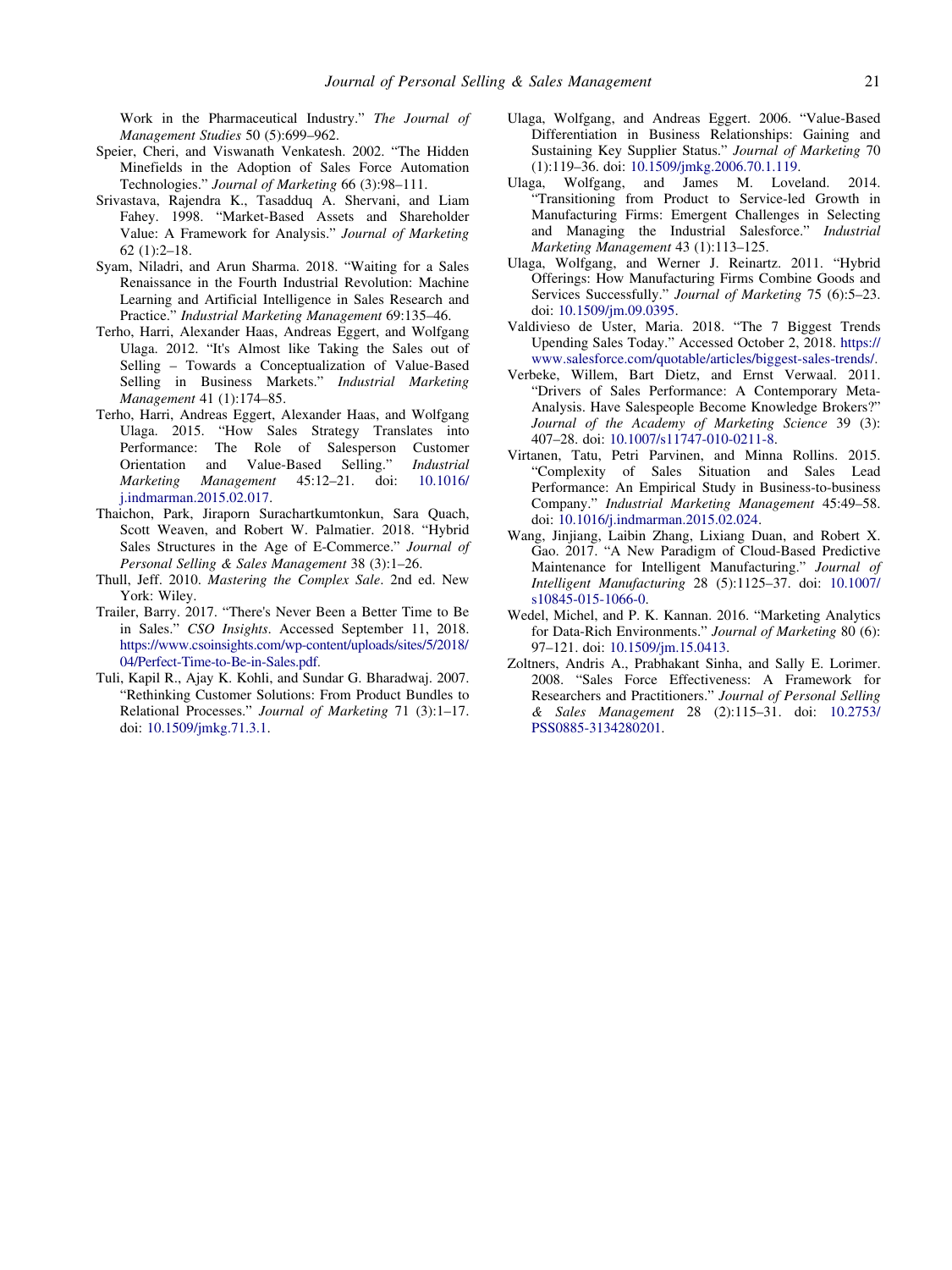Work in the Pharmaceutical Industry." *The Journal of Management Studies* 50 (5):699–962.

Speier, Cheri, and Viswanath Venkatesh. 2002. "The Hidden Minefields in the Adoption of Sales Force Automation Technologies." *Journal of Marketing* 66 (3):98–111.

Srivastava, Rajendra K., Tasadduq A. Shervani, and Liam Fahey. 1998. "Market-Based Assets and Shareholder Value: A Framework for Analysis." *Journal of Marketing* 62 (1):2–18.

Syam, Niladri, and Arun Sharma. 2018. "Waiting for a Sales Renaissance in the Fourth Industrial Revolution: Machine Learning and Artificial Intelligence in Sales Research and Practice." *Industrial Marketing Management* 69:135–46.

Terho, Harri, Alexander Haas, Andreas Eggert, and Wolfgang Ulaga. 2012. "It's Almost like Taking the Sales out of Selling – Towards a Conceptualization of Value-Based Selling in Business Markets." *Industrial Marketing Management* 41 (1):174–85.

Terho, Harri, Andreas Eggert, Alexander Haas, and Wolfgang Ulaga. 2015. "How Sales Strategy Translates into Performance: The Role of Salesperson Customer Orientation and Value-Based Selling." *Industrial Marketing Management* 45:12–21. doi: 10.1016/j.indmarman.2015.02.017.

Thaichon, Park, Jiraporn Surachartkumtonkun, Sara Quach, Scott Weaven, and Robert W. Palmatier. 2018. "Hybrid Sales Structures in the Age of E-Commerce." *Journal of Personal Selling & Sales Management* 38 (3):1–26.

Thull, Jeff. 2010. *Mastering the Complex Sale*. 2nd ed. New York: Wiley.

Trailer, Barry. 2017. "There's Never Been a Better Time to Be in Sales." *CSO Insights*. Accessed September 11, 2018. https://www.csoinsights.com/wp-content/uploads/sites/5/2018/04/Perfect-Time-to-Be-in-Sales.pdf.

Tuli, Kapil R., Ajay K. Kohli, and Sundar G. Bharadwaj. 2007. "Rethinking Customer Solutions: From Product Bundles to Relational Processes." *Journal of Marketing* 71 (3):1–17. doi: 10.1509/jmkg.71.3.1.

Ulaga, Wolfgang, and Andreas Eggert. 2006. "Value-Based Differentiation in Business Relationships: Gaining and Sustaining Key Supplier Status." *Journal of Marketing* 70 (1):119–36. doi: 10.1509/jmkg.2006.70.1.119.

Ulaga, Wolfgang, and James M. Loveland. 2014. "Transitioning from Product to Service-led Growth in Manufacturing Firms: Emergent Challenges in Selecting and Managing the Industrial Salesforce." *Industrial Marketing Management* 43 (1):113–125.

Ulaga, Wolfgang, and Werner J. Reinartz. 2011. "Hybrid Offerings: How Manufacturing Firms Combine Goods and Services Successfully." *Journal of Marketing* 75 (6):5–23. doi: 10.1509/jm.09.0395.

Valdivieso de Uster, Maria. 2018. "The 7 Biggest Trends Upending Sales Today." Accessed October 2, 2018. https://www.salesforce.com/quotable/articles/biggest-sales-trends/.

Verbeke, Willem, Bart Dietz, and Ernst Verwaal. 2011. "Drivers of Sales Performance: A Contemporary Meta-Analysis. Have Salespeople Become Knowledge Brokers?" *Journal of the Academy of Marketing Science* 39 (3):407–28. doi: 10.1007/s11747-010-0211-8.

Virtanen, Tatu, Petri Parvinen, and Minna Rollins. 2015. "Complexity of Sales Situation and Sales Lead Performance: An Empirical Study in Business-to-business Company." *Industrial Marketing Management* 45:49–58. doi: 10.1016/j.indmarman.2015.02.024.

Wang, Jinjiang, Laibin Zhang, Lixiang Duan, and Robert X. Gao. 2017. "A New Paradigm of Cloud-Based Predictive Maintenance for Intelligent Manufacturing." *Journal of Intelligent Manufacturing* 28 (5):1125–37. doi: 10.1007/s10845-015-1066-0.

Wedel, Michel, and P. K. Kannan. 2016. "Marketing Analytics for Data-Rich Environments." *Journal of Marketing* 80 (6):97–121. doi: 10.1509/jm.15.0413.

Zoltners, Andris A., Prabhakant Sinha, and Sally E. Lorimer. 2008. "Sales Force Effectiveness: A Framework for Researchers and Practitioners." *Journal of Personal Selling & Sales Management* 28 (2):115–31. doi: 10.2753/PSS0885-3134280201.